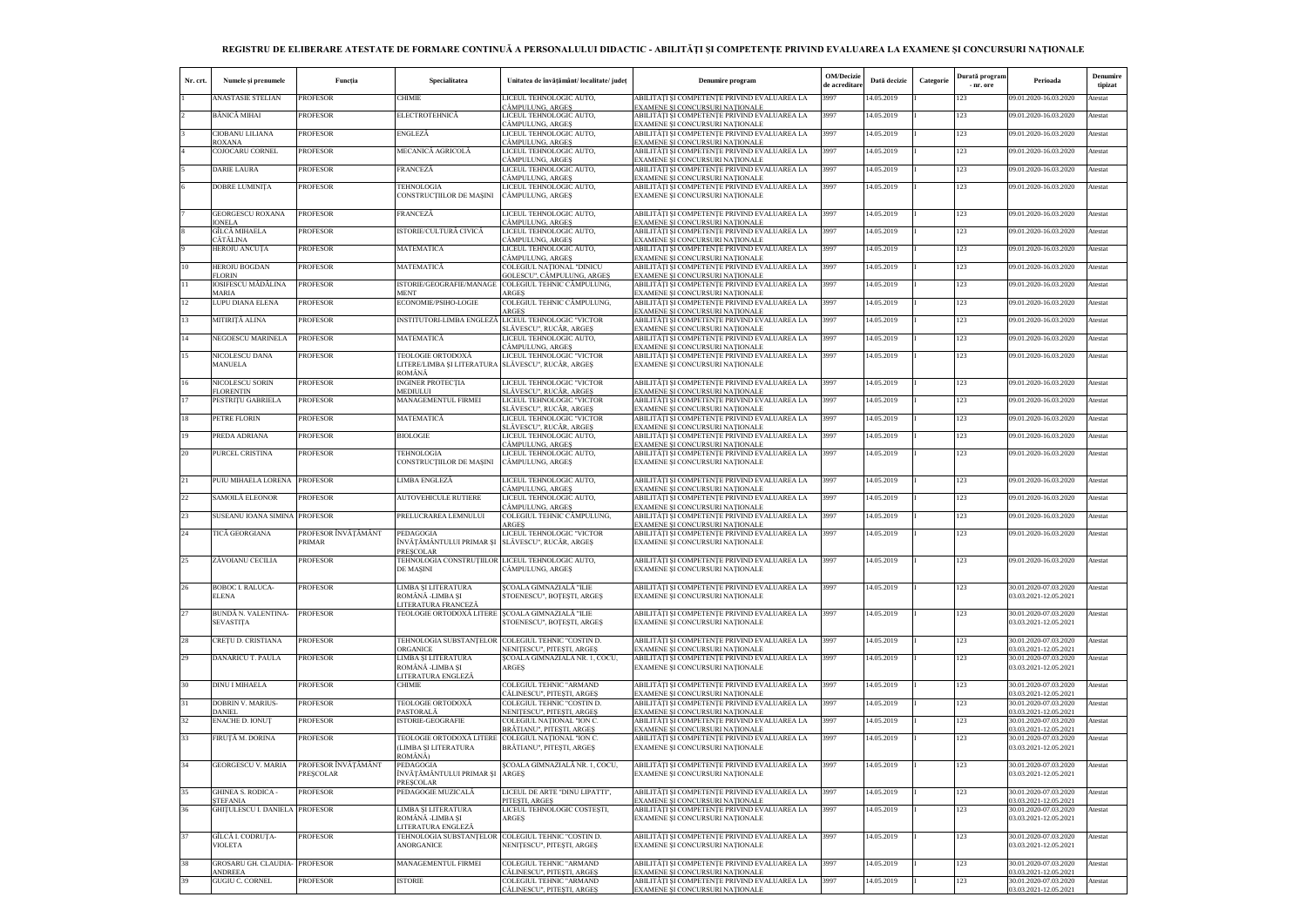# REGISTRU DE ELIBERARE ATESTATE DE FORMARE CONTINUĂ A PERSONALULUI DIDACTIC - ABILITĂȚI ȘI COMPETENȚE PRIVIND EVALUAREA LA EXAMENE ȘI CONCURSURI NAȚIONALE

| Nr. crt. | Numele și prenumele | Funcția | Specialitatea | Unitatea de învățământ/ localitate/ județ | Denumire program | OM/Decizie de acreditare | Dată decizie | Categorie | Durată program - nr. ore | Perioada | Denumire tipizat |
|---|---|---|---|---|---|---|---|---|---|---|---|
| 1 | ANASTASIE STELIAN | PROFESOR | CHIMIE | LICEUL TEHNOLOGIC AUTO, CÂMPULUNG, ARGEȘ | ABILITĂȚI ȘI COMPETENȚE PRIVIND EVALUAREA LA EXAMENE ȘI CONCURSURI NAȚIONALE | 3997 | 14.05.2019 | I | 123 | 09.01.2020-16.03.2020 | Atestat |
| 2 | BĂNICĂ MIHAI | PROFESOR | ELECTROTEHNICĂ | LICEUL TEHNOLOGIC AUTO, CÂMPULUNG, ARGEȘ | ABILITĂȚI ȘI COMPETENȚE PRIVIND EVALUAREA LA EXAMENE ȘI CONCURSURI NAȚIONALE | 3997 | 14.05.2019 | I | 123 | 09.01.2020-16.03.2020 | Atestat |
| 3 | CIOBANU LILIANA ROXANA | PROFESOR | ENGLEZĂ | LICEUL TEHNOLOGIC AUTO, CÂMPULUNG, ARGEȘ | ABILITĂȚI ȘI COMPETENȚE PRIVIND EVALUAREA LA EXAMENE ȘI CONCURSURI NAȚIONALE | 3997 | 14.05.2019 | I | 123 | 09.01.2020-16.03.2020 | Atestat |
| 4 | COJOCARU CORNEL | PROFESOR | MECANICĂ AGRICOLĂ | LICEUL TEHNOLOGIC AUTO, CÂMPULUNG, ARGEȘ | ABILITĂȚI ȘI COMPETENȚE PRIVIND EVALUAREA LA EXAMENE ȘI CONCURSURI NAȚIONALE | 3997 | 14.05.2019 | I | 123 | 09.01.2020-16.03.2020 | Atestat |
| 5 | DARIE LAURA | PROFESOR | FRANCEZĂ | LICEUL TEHNOLOGIC AUTO, CÂMPULUNG, ARGEȘ | ABILITĂȚI ȘI COMPETENȚE PRIVIND EVALUAREA LA EXAMENE ȘI CONCURSURI NAȚIONALE | 3997 | 14.05.2019 | I | 123 | 09.01.2020-16.03.2020 | Atestat |
| 6 | DOBRE LUMINIȚA | PROFESOR | TEHNOLOGIA CONSTRUCȚIILOR DE MAȘINI | LICEUL TEHNOLOGIC AUTO, CÂMPULUNG, ARGEȘ | ABILITĂȚI ȘI COMPETENȚE PRIVIND EVALUAREA LA EXAMENE ȘI CONCURSURI NAȚIONALE | 3997 | 14.05.2019 | I | 123 | 09.01.2020-16.03.2020 | Atestat |
| 7 | GEORGESCU ROXANA IONELA | PROFESOR | FRANCEZĂ | LICEUL TEHNOLOGIC AUTO, CÂMPULUNG, ARGEȘ | ABILITĂȚI ȘI COMPETENȚE PRIVIND EVALUAREA LA EXAMENE ȘI CONCURSURI NAȚIONALE | 3997 | 14.05.2019 | I | 123 | 09.01.2020-16.03.2020 | Atestat |
| 8 | GÎLCĂ MIHAELA CĂTĂLINA | PROFESOR | ISTORIE/CULTURĂ CIVICĂ | LICEUL TEHNOLOGIC AUTO, CÂMPULUNG, ARGEȘ | ABILITĂȚI ȘI COMPETENȚE PRIVIND EVALUAREA LA EXAMENE ȘI CONCURSURI NAȚIONALE | 3997 | 14.05.2019 | I | 123 | 09.01.2020-16.03.2020 | Atestat |
| 9 | HEROIU ANCUȚA | PROFESOR | MATEMATICĂ | LICEUL TEHNOLOGIC AUTO, CÂMPULUNG, ARGEȘ | ABILITĂȚI ȘI COMPETENȚE PRIVIND EVALUAREA LA EXAMENE ȘI CONCURSURI NAȚIONALE | 3997 | 14.05.2019 | I | 123 | 09.01.2020-16.03.2020 | Atestat |
| 10 | HEROIU BOGDAN FLORIN | PROFESOR | MATEMATICĂ | COLEGIUL NAȚIONAL "DINICU GOLESCU", CÂMPULUNG, ARGEȘ | ABILITĂȚI ȘI COMPETENȚE PRIVIND EVALUAREA LA EXAMENE ȘI CONCURSURI NAȚIONALE | 3997 | 14.05.2019 | I | 123 | 09.01.2020-16.03.2020 | Atestat |
| 11 | IOSIFESCU MĂDĂLINA MARIA | PROFESOR | ISTORIE/GEOGRAFIE/MANAGEMENT | COLEGIUL TEHNIC CÂMPULUNG, ARGEȘ | ABILITĂȚI ȘI COMPETENȚE PRIVIND EVALUAREA LA EXAMENE ȘI CONCURSURI NAȚIONALE | 3997 | 14.05.2019 | I | 123 | 09.01.2020-16.03.2020 | Atestat |
| 12 | LUPU DIANA ELENA | PROFESOR | ECONOMIE/PSIHO-LOGIE | COLEGIUL TEHNIC CÂMPULUNG, ARGEȘ | ABILITĂȚI ȘI COMPETENȚE PRIVIND EVALUAREA LA EXAMENE ȘI CONCURSURI NAȚIONALE | 3997 | 14.05.2019 | I | 123 | 09.01.2020-16.03.2020 | Atestat |
| 13 | MITIRIȚĂ ALINA | PROFESOR | INSTITUTORI-LIMBA ENGLEZĂ | LICEUL TEHNOLOGIC "VICTOR SLĂVESCU", RUCĂR, ARGEȘ | ABILITĂȚI ȘI COMPETENȚE PRIVIND EVALUAREA LA EXAMENE ȘI CONCURSURI NAȚIONALE | 3997 | 14.05.2019 | I | 123 | 09.01.2020-16.03.2020 | Atestat |
| 14 | NEGOESCU MARINELA | PROFESOR | MATEMATICĂ | LICEUL TEHNOLOGIC AUTO, CÂMPULUNG, ARGEȘ | ABILITĂȚI ȘI COMPETENȚE PRIVIND EVALUAREA LA EXAMENE ȘI CONCURSURI NAȚIONALE | 3997 | 14.05.2019 | I | 123 | 09.01.2020-16.03.2020 | Atestat |
| 15 | NICOLESCU DANA MANUELA | PROFESOR | TEOLOGIE ORTODOXĂ LITERE/LIMBA ȘI LITERATURA ROMÂNĂ | LICEUL TEHNOLOGIC "VICTOR SLĂVESCU", RUCĂR, ARGEȘ | ABILITĂȚI ȘI COMPETENȚE PRIVIND EVALUAREA LA EXAMENE ȘI CONCURSURI NAȚIONALE | 3997 | 14.05.2019 | I | 123 | 09.01.2020-16.03.2020 | Atestat |
| 16 | NICOLESCU SORIN FLORENTIN | PROFESOR | INGINER PROTECȚIA MEDIULUI | LICEUL TEHNOLOGIC "VICTOR SLĂVESCU", RUCĂR, ARGEȘ | ABILITĂȚI ȘI COMPETENȚE PRIVIND EVALUAREA LA EXAMENE ȘI CONCURSURI NAȚIONALE | 3997 | 14.05.2019 | I | 123 | 09.01.2020-16.03.2020 | Atestat |
| 17 | PESTRIȚU GABRIELA | PROFESOR | MANAGEMENTUL FIRMEI | LICEUL TEHNOLOGIC "VICTOR SLĂVESCU", RUCĂR, ARGEȘ | ABILITĂȚI ȘI COMPETENȚE PRIVIND EVALUAREA LA EXAMENE ȘI CONCURSURI NAȚIONALE | 3997 | 14.05.2019 | I | 123 | 09.01.2020-16.03.2020 | Atestat |
| 18 | PETRE FLORIN | PROFESOR | MATEMATICĂ | LICEUL TEHNOLOGIC "VICTOR SLĂVESCU", RUCĂR, ARGEȘ | ABILITĂȚI ȘI COMPETENȚE PRIVIND EVALUAREA LA EXAMENE ȘI CONCURSURI NAȚIONALE | 3997 | 14.05.2019 | I | 123 | 09.01.2020-16.03.2020 | Atestat |
| 19 | PREDA ADRIANA | PROFESOR | BIOLOGIE | LICEUL TEHNOLOGIC AUTO, CÂMPULUNG, ARGEȘ | ABILITĂȚI ȘI COMPETENȚE PRIVIND EVALUAREA LA EXAMENE ȘI CONCURSURI NAȚIONALE | 3997 | 14.05.2019 | I | 123 | 09.01.2020-16.03.2020 | Atestat |
| 20 | PURCEL CRISTINA | PROFESOR | TEHNOLOGIA CONSTRUCȚIILOR DE MAȘINI | LICEUL TEHNOLOGIC AUTO, CÂMPULUNG, ARGEȘ | ABILITĂȚI ȘI COMPETENȚE PRIVIND EVALUAREA LA EXAMENE ȘI CONCURSURI NAȚIONALE | 3997 | 14.05.2019 | I | 123 | 09.01.2020-16.03.2020 | Atestat |
| 21 | PUIU MIHAELA LORENA | PROFESOR | LIMBA ENGLEZĂ | LICEUL TEHNOLOGIC AUTO, CÂMPULUNG, ARGEȘ | ABILITĂȚI ȘI COMPETENȚE PRIVIND EVALUAREA LA EXAMENE ȘI CONCURSURI NAȚIONALE | 3997 | 14.05.2019 | I | 123 | 09.01.2020-16.03.2020 | Atestat |
| 22 | SAMOILĂ ELEONOR | PROFESOR | AUTOVEHICULE RUTIERE | LICEUL TEHNOLOGIC AUTO, CÂMPULUNG, ARGEȘ | ABILITĂȚI ȘI COMPETENȚE PRIVIND EVALUAREA LA EXAMENE ȘI CONCURSURI NAȚIONALE | 3997 | 14.05.2019 | I | 123 | 09.01.2020-16.03.2020 | Atestat |
| 23 | SUSEANU IOANA SIMINA | PROFESOR | PRELUCRAREA LEMNULUI | COLEGIUL TEHNIC CÂMPULUNG, ARGEȘ | ABILITĂȚI ȘI COMPETENȚE PRIVIND EVALUAREA LA EXAMENE ȘI CONCURSURI NAȚIONALE | 3997 | 14.05.2019 | I | 123 | 09.01.2020-16.03.2020 | Atestat |
| 24 | TICĂ GEORGIANA | PROFESOR ÎNVĂȚĂMÂNT PRIMAR | PEDAGOGIA ÎNVĂȚĂMÂNTULUI PRIMAR ȘI PREȘCOLAR | LICEUL TEHNOLOGIC "VICTOR SLĂVESCU", RUCĂR, ARGEȘ | ABILITĂȚI ȘI COMPETENȚE PRIVIND EVALUAREA LA EXAMENE ȘI CONCURSURI NAȚIONALE | 3997 | 14.05.2019 | I | 123 | 09.01.2020-16.03.2020 | Atestat |
| 25 | ZĂVOIANU CECILIA | PROFESOR | TEHNOLOGIA CONSTRUCȚIILOR DE MAȘINI | LICEUL TEHNOLOGIC AUTO, CÂMPULUNG, ARGEȘ | ABILITĂȚI ȘI COMPETENȚE PRIVIND EVALUAREA LA EXAMENE ȘI CONCURSURI NAȚIONALE | 3997 | 14.05.2019 | I | 123 | 09.01.2020-16.03.2020 | Atestat |
| 26 | BOBOC I. RALUCA-ELENA | PROFESOR | LIMBA ȘI LITERATURA ROMÂNĂ -LIMBA ȘI LITERATURA FRANCEZĂ | ȘCOALA GIMNAZIALĂ "ILIE STOENESCU", BOTEȘTI, ARGEȘ | ABILITĂȚI ȘI COMPETENȚE PRIVIND EVALUAREA LA EXAMENE ȘI CONCURSURI NAȚIONALE | 3997 | 14.05.2019 | I | 123 | 30.01.2020-07.03.2020 03.03.2021-12.05.2021 | Atestat |
| 27 | BUNDĂ N. VALENTINA-SEVASTIȚA | PROFESOR | TEOLOGIE ORTODOXĂ LITERE | ȘCOALA GIMNAZIALĂ "ILIE STOENESCU", BOTEȘTI, ARGEȘ | ABILITĂȚI ȘI COMPETENȚE PRIVIND EVALUAREA LA EXAMENE ȘI CONCURSURI NAȚIONALE | 3997 | 14.05.2019 | I | 123 | 30.01.2020-07.03.2020 03.03.2021-12.05.2021 | Atestat |
| 28 | CREȚU D. CRISTIANA | PROFESOR | TEHNOLOGIA SUBSTANȚELOR ORGANICE | COLEGIUL TEHNIC "COSTIN D. NENIȚESCU", PITEȘTI, ARGEȘ | ABILITĂȚI ȘI COMPETENȚE PRIVIND EVALUAREA LA EXAMENE ȘI CONCURSURI NAȚIONALE | 3997 | 14.05.2019 | I | 123 | 30.01.2020-07.03.2020 03.03.2021-12.05.2021 | Atestat |
| 29 | DANARICU T. PAULA | PROFESOR | LIMBA ȘI LITERATURA ROMÂNĂ -LIMBA ȘI LITERATURA ENGLEZĂ | ȘCOALA GIMNAZIALĂ NR. 1, COCU, ARGEȘ | ABILITĂȚI ȘI COMPETENȚE PRIVIND EVALUAREA LA EXAMENE ȘI CONCURSURI NAȚIONALE | 3997 | 14.05.2019 | I | 123 | 30.01.2020-07.03.2020 03.03.2021-12.05.2021 | Atestat |
| 30 | DINU I MIHAELA | PROFESOR | CHIMIE | COLEGIUL TEHNIC "ARMAND CĂLINESCU", PITEȘTI, ARGEȘ | ABILITĂȚI ȘI COMPETENȚE PRIVIND EVALUAREA LA EXAMENE ȘI CONCURSURI NAȚIONALE | 3997 | 14.05.2019 | I | 123 | 30.01.2020-07.03.2020 03.03.2021-12.05.2021 | Atestat |
| 31 | DOBRIN V. MARIUS-DANIEL | PROFESOR | TEOLOGIE ORTODOXĂ PASTORALĂ | COLEGIUL TEHNIC "COSTIN D. NENIȚESCU", PITEȘTI, ARGEȘ | ABILITĂȚI ȘI COMPETENȚE PRIVIND EVALUAREA LA EXAMENE ȘI CONCURSURI NAȚIONALE | 3997 | 14.05.2019 | I | 123 | 30.01.2020-07.03.2020 03.03.2021-12.05.2021 | Atestat |
| 32 | ENACHE D. IONUȚ | PROFESOR | ISTORIE-GEOGRAFIE | COLEGIUL NAȚIONAL "ION C. BRĂTIANU", PITEȘTI, ARGEȘ | ABILITĂȚI ȘI COMPETENȚE PRIVIND EVALUAREA LA EXAMENE ȘI CONCURSURI NAȚIONALE | 3997 | 14.05.2019 | I | 123 | 30.01.2020-07.03.2020 03.03.2021-12.05.2021 | Atestat |
| 33 | FIRUȚĂ M. DORINA | PROFESOR | TEOLOGIE ORTODOXĂ LITERE (LIMBA ȘI LITERATURA ROMÂNĂ) | COLEGIUL NAȚIONAL "ION C. BRĂTIANU", PITEȘTI, ARGEȘ | ABILITĂȚI ȘI COMPETENȚE PRIVIND EVALUAREA LA EXAMENE ȘI CONCURSURI NAȚIONALE | 3997 | 14.05.2019 | I | 123 | 30.01.2020-07.03.2020 03.03.2021-12.05.2021 | Atestat |
| 34 | GEORGESCU V. MARIA | PROFESOR ÎNVĂȚĂMÂNT PREȘCOLAR | PEDAGOGIA ÎNVĂȚĂMÂNTULUI PRIMAR ȘI PREȘCOLAR | ȘCOALA GIMNAZIALĂ NR. 1, COCU, ARGEȘ | ABILITĂȚI ȘI COMPETENȚE PRIVIND EVALUAREA LA EXAMENE ȘI CONCURSURI NAȚIONALE | 3997 | 14.05.2019 | I | 123 | 30.01.2020-07.03.2020 03.03.2021-12.05.2021 | Atestat |
| 35 | GHINEA S. RODICA -ȘTEFANIA | PROFESOR | PEDAGOGIE MUZICALĂ | LICEUL DE ARTE "DINU LIPATTI", PITEȘTI, ARGEȘ | ABILITĂȚI ȘI COMPETENȚE PRIVIND EVALUAREA LA EXAMENE ȘI CONCURSURI NAȚIONALE | 3997 | 14.05.2019 | I | 123 | 30.01.2020-07.03.2020 03.03.2021-12.05.2021 | Atestat |
| 36 | GHIȚULESCU I. DANIELA | PROFESOR | LIMBA ȘI LITERATURA ROMÂNĂ -LIMBA ȘI LITERATURA ENGLEZĂ | LICEUL TEHNOLOGIC COSTEȘTI, ARGEȘ | ABILITĂȚI ȘI COMPETENȚE PRIVIND EVALUAREA LA EXAMENE ȘI CONCURSURI NAȚIONALE | 3997 | 14.05.2019 | I | 123 | 30.01.2020-07.03.2020 03.03.2021-12.05.2021 | Atestat |
| 37 | GÎLCĂ I. CODRUȚA-VIOLETA | PROFESOR | TEHNOLOGIA SUBSTANȚELOR ANORGANICE | COLEGIUL TEHNIC "COSTIN D. NENIȚESCU", PITEȘTI, ARGEȘ | ABILITĂȚI ȘI COMPETENȚE PRIVIND EVALUAREA LA EXAMENE ȘI CONCURSURI NAȚIONALE | 3997 | 14.05.2019 | I | 123 | 30.01.2020-07.03.2020 03.03.2021-12.05.2021 | Atestat |
| 38 | GROSARU GH. CLAUDIA-ANDREEA | PROFESOR | MANAGEMENTUL FIRMEI | COLEGIUL TEHNIC "ARMAND CĂLINESCU", PITEȘTI, ARGEȘ | ABILITĂȚI ȘI COMPETENȚE PRIVIND EVALUAREA LA EXAMENE ȘI CONCURSURI NAȚIONALE | 3997 | 14.05.2019 | I | 123 | 30.01.2020-07.03.2020 03.03.2021-12.05.2021 | Atestat |
| 39 | GUGIU C. CORNEL | PROFESOR | ISTORIE | COLEGIUL TEHNIC "ARMAND CĂLINESCU", PITEȘTI, ARGEȘ | ABILITĂȚI ȘI COMPETENȚE PRIVIND EVALUAREA LA EXAMENE ȘI CONCURSURI NAȚIONALE | 3997 | 14.05.2019 | I | 123 | 30.01.2020-07.03.2020 03.03.2021-12.05.2021 | Atestat |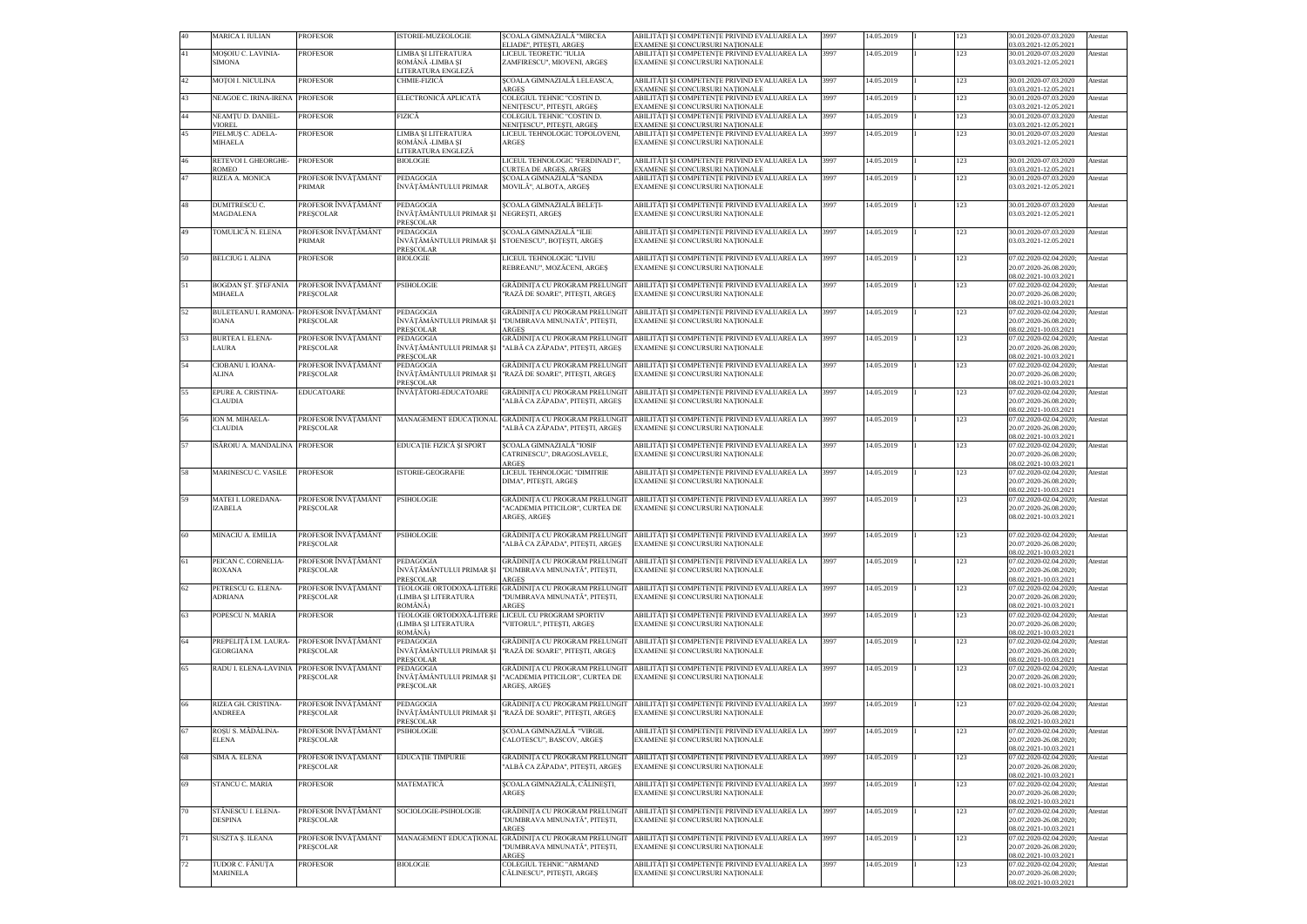| | | | | | | | | | | | |
|---|---|---|---|---|---|---|---|---|---|---|---|
| 40 | MARICA I. IULIAN | PROFESOR | ISTORIE-MUZEOLOGIE | ȘCOALA GIMNAZIALĂ "MIRCEA ELIADE", PITEȘTI, ARGEȘ | ABILITĂȚI ȘI COMPETENȚE PRIVIND EVALUAREA LA EXAMENE ȘI CONCURSURI NAȚIONALE | 3997 | 14.05.2019 | I | 123 | 30.01.2020-07.03.2020 03.03.2021-12.05.2021 | Atestat |
| 41 | MOȘOIU C. LAVINIA-SIMONA | PROFESOR | LIMBA ȘI LITERATURA ROMÂNĂ -LIMBA ȘI LITERATURA ENGLEZĂ | LICEUL TEORETIC "IULIA ZAMFIRESCU", MIOVENI, ARGEȘ | ABILITĂȚI ȘI COMPETENȚE PRIVIND EVALUAREA LA EXAMENE ȘI CONCURSURI NAȚIONALE | 3997 | 14.05.2019 | I | 123 | 30.01.2020-07.03.2020 03.03.2021-12.05.2021 | Atestat |
| 42 | MOȚOI I. NICULINA | PROFESOR | CHIMIE-FIZICĂ | ȘCOALA GIMNAZIALĂ LELEASCA, ARGEȘ | ABILITĂȚI ȘI COMPETENȚE PRIVIND EVALUAREA LA EXAMENE ȘI CONCURSURI NAȚIONALE | 3997 | 14.05.2019 | I | 123 | 30.01.2020-07.03.2020 03.03.2021-12.05.2021 | Atestat |
| 43 | NEAGOE C. IRINA-IRENA | PROFESOR | ELECTRONICĂ APLICATĂ | COLEGIUL TEHNIC "COSTIN D. NENIȚESCU", PITEȘTI, ARGEȘ | ABILITĂȚI ȘI COMPETENȚE PRIVIND EVALUAREA LA EXAMENE ȘI CONCURSURI NAȚIONALE | 3997 | 14.05.2019 | I | 123 | 30.01.2020-07.03.2020 03.03.2021-12.05.2021 | Atestat |
| 44 | NEAMȚU D. DANIEL-VIOREL | PROFESOR | FIZICĂ | COLEGIUL TEHNIC "COSTIN D. NENIȚESCU", PITEȘTI, ARGEȘ | ABILITĂȚI ȘI COMPETENȚE PRIVIND EVALUAREA LA EXAMENE ȘI CONCURSURI NAȚIONALE | 3997 | 14.05.2019 | I | 123 | 30.01.2020-07.03.2020 03.03.2021-12.05.2021 | Atestat |
| 45 | PIELMUȘ C. ADELA-MIHAELA | PROFESOR | LIMBA ȘI LITERATURA ROMÂNĂ -LIMBA ȘI LITERATURA ENGLEZĂ | LICEUL TEHNOLOGIC TOPOLOVENI, ARGEȘ | ABILITĂȚI ȘI COMPETENȚE PRIVIND EVALUAREA LA EXAMENE ȘI CONCURSURI NAȚIONALE | 3997 | 14.05.2019 | I | 123 | 30.01.2020-07.03.2020 03.03.2021-12.05.2021 | Atestat |
| 46 | RETEVOI I. GHEORGHE-ROMEO | PROFESOR | BIOLOGIE | LICEUL TEHNOLOGIC "FERDINAND I", CURTEA DE ARGEȘ, ARGEȘ | ABILITĂȚI ȘI COMPETENȚE PRIVIND EVALUAREA LA EXAMENE ȘI CONCURSURI NAȚIONALE | 3997 | 14.05.2019 | I | 123 | 30.01.2020-07.03.2020 03.03.2021-12.05.2021 | Atestat |
| 47 | RIZEA A. MONICA | PROFESOR ÎNVĂȚĂMÂNT PRIMAR | PEDAGOGIA ÎNVĂȚĂMÂNTULUI PRIMAR | ȘCOALA GIMNAZIALĂ "SANDA MOVILĂ", ALBOTA, ARGEȘ | ABILITĂȚI ȘI COMPETENȚE PRIVIND EVALUAREA LA EXAMENE ȘI CONCURSURI NAȚIONALE | 3997 | 14.05.2019 | I | 123 | 30.01.2020-07.03.2020 03.03.2021-12.05.2021 | Atestat |
| 48 | DUMITRESCU C. MAGDALENA | PROFESOR ÎNVĂȚĂMÂNT PREȘCOLAR | PEDAGOGIA ÎNVĂȚĂMÂNTULUI PRIMAR ȘI PREȘCOLAR | ȘCOALA GIMNAZIALĂ BELEȚI-NEGREȘTI, ARGEȘ | ABILITĂȚI ȘI COMPETENȚE PRIVIND EVALUAREA LA EXAMENE ȘI CONCURSURI NAȚIONALE | 3997 | 14.05.2019 | I | 123 | 30.01.2020-07.03.2020 03.03.2021-12.05.2021 | Atestat |
| 49 | TOMULICĂ N. ELENA | PROFESOR ÎNVĂȚĂMÂNT PRIMAR | PEDAGOGIA ÎNVĂȚĂMÂNTULUI PRIMAR ȘI PREȘCOLAR | ȘCOALA GIMNAZIALĂ "ILIE ȘTOENESCU", BOȚEȘTI, ARGEȘ | ABILITĂȚI ȘI COMPETENȚE PRIVIND EVALUAREA LA EXAMENE ȘI CONCURSURI NAȚIONALE | 3997 | 14.05.2019 | I | 123 | 30.01.2020-07.03.2020 03.03.2021-12.05.2021 | Atestat |
| 50 | BELCIUG I. ALINA | PROFESOR | BIOLOGIE | LICEUL TEHNOLOGIC "LIVIU REBREANU", MOZĂCENI, ARGEȘ | ABILITĂȚI ȘI COMPETENȚE PRIVIND EVALUAREA LA EXAMENE ȘI CONCURSURI NAȚIONALE | 3997 | 14.05.2019 | I | 123 | 07.02.2020-02.04.2020; 20.07.2020-26.08.2020; 08.02.2021-10.03.2021 | Atestat |
| 51 | BOGDAN ȘT. ȘTEFANIA MIHAELA | PROFESOR ÎNVĂȚĂMÂNT PREȘCOLAR | PSIHOLOGIE | GRĂDINIȚA CU PROGRAM PRELUNGIT "RAZĂ DE SOARE", PITEȘTI, ARGEȘ | ABILITĂȚI ȘI COMPETENȚE PRIVIND EVALUAREA LA EXAMENE ȘI CONCURSURI NAȚIONALE | 3997 | 14.05.2019 | I | 123 | 07.02.2020-02.04.2020; 20.07.2020-26.08.2020; 08.02.2021-10.03.2021 | Atestat |
| 52 | BULETEANU I. RAMONA-IOANA | PROFESOR ÎNVĂȚĂMÂNT PREȘCOLAR | PEDAGOGIA ÎNVĂȚĂMÂNTULUI PRIMAR ȘI PREȘCOLAR | GRĂDINIȚA CU PROGRAM PRELUNGIT "DUMBRAVA MINUNATĂ", PITEȘTI, ARGEȘ | ABILITĂȚI ȘI COMPETENȚE PRIVIND EVALUAREA LA EXAMENE ȘI CONCURSURI NAȚIONALE | 3997 | 14.05.2019 | I | 123 | 07.02.2020-02.04.2020; 20.07.2020-26.08.2020; 08.02.2021-10.03.2021 | Atestat |
| 53 | BURTEA I. ELENA-LAURA | PROFESOR ÎNVĂȚĂMÂNT PREȘCOLAR | PEDAGOGIA ÎNVĂȚĂMÂNTULUI PRIMAR ȘI PREȘCOLAR | GRĂDINIȚA CU PROGRAM PRELUNGIT "ALBĂ CA ZĂPADA", PITEȘTI, ARGEȘ | ABILITĂȚI ȘI COMPETENȚE PRIVIND EVALUAREA LA EXAMENE ȘI CONCURSURI NAȚIONALE | 3997 | 14.05.2019 | I | 123 | 07.02.2020-02.04.2020; 20.07.2020-26.08.2020; 08.02.2021-10.03.2021 | Atestat |
| 54 | CIOBANU I. IOANA-ALINA | PROFESOR ÎNVĂȚĂMÂNT PREȘCOLAR | PEDAGOGIA ÎNVĂȚĂMÂNTULUI PRIMAR ȘI PREȘCOLAR | GRĂDINIȚA CU PROGRAM PRELUNGIT "RAZĂ DE SOARE", PITEȘTI, ARGEȘ | ABILITĂȚI ȘI COMPETENȚE PRIVIND EVALUAREA LA EXAMENE ȘI CONCURSURI NAȚIONALE | 3997 | 14.05.2019 | I | 123 | 07.02.2020-02.04.2020; 20.07.2020-26.08.2020; 08.02.2021-10.03.2021 | Atestat |
| 55 | EPURE A. CRISTINA-CLAUDIA | EDUCATOARE | ÎNVĂȚĂTORI-EDUCATOARE | GRĂDINIȚA CU PROGRAM PRELUNGIT "ALBĂ CA ZĂPADA", PITEȘTI, ARGEȘ | ABILITĂȚI ȘI COMPETENȚE PRIVIND EVALUAREA LA EXAMENE ȘI CONCURSURI NAȚIONALE | 3997 | 14.05.2019 | I | 123 | 07.02.2020-02.04.2020; 20.07.2020-26.08.2020; 08.02.2021-10.03.2021 | Atestat |
| 56 | ION M. MIHAELA-CLAUDIA | PROFESOR ÎNVĂȚĂMÂNT PREȘCOLAR | MANAGEMENT EDUCAȚIONAL | GRĂDINIȚA CU PROGRAM PRELUNGIT "ALBĂ CA ZĂPADA", PITEȘTI, ARGEȘ | ABILITĂȚI ȘI COMPETENȚE PRIVIND EVALUAREA LA EXAMENE ȘI CONCURSURI NAȚIONALE | 3997 | 14.05.2019 | I | 123 | 07.02.2020-02.04.2020; 20.07.2020-26.08.2020; 08.02.2021-10.03.2021 | Atestat |
| 57 | ISĂROIU A. MANDALINA | PROFESOR | EDUCAȚIE FIZICĂ ȘI SPORT | ȘCOALA GIMNAZIALĂ "IOSIF CATRINESCU", DRAGOSLAVELE, ARGEȘ | ABILITĂȚI ȘI COMPETENȚE PRIVIND EVALUAREA LA EXAMENE ȘI CONCURSURI NAȚIONALE | 3997 | 14.05.2019 | I | 123 | 07.02.2020-02.04.2020; 20.07.2020-26.08.2020; 08.02.2021-10.03.2021 | Atestat |
| 58 | MARINESCU C. VASILE | PROFESOR | ISTORIE-GEOGRAFIE | LICEUL TEHNOLOGIC "DIMITRIE DIMA", PITEȘTI, ARGEȘ | ABILITĂȚI ȘI COMPETENȚE PRIVIND EVALUAREA LA EXAMENE ȘI CONCURSURI NAȚIONALE | 3997 | 14.05.2019 | I | 123 | 07.02.2020-02.04.2020; 20.07.2020-26.08.2020; 08.02.2021-10.03.2021 | Atestat |
| 59 | MATEI I. LOREDANA-IZABELA | PROFESOR ÎNVĂȚĂMÂNT PREȘCOLAR | PSIHOLOGIE | GRĂDINIȚA CU PROGRAM PRELUNGIT "ACADEMIA PITICILOR", CURTEA DE ARGEȘ, ARGEȘ | ABILITĂȚI ȘI COMPETENȚE PRIVIND EVALUAREA LA EXAMENE ȘI CONCURSURI NAȚIONALE | 3997 | 14.05.2019 | I | 123 | 07.02.2020-02.04.2020; 20.07.2020-26.08.2020; 08.02.2021-10.03.2021 | Atestat |
| 60 | MINACIU A. EMILIA | PROFESOR ÎNVĂȚĂMÂNT PREȘCOLAR | PSIHOLOGIE | GRĂDINIȚA CU PROGRAM PRELUNGIT "ALBĂ CA ZĂPADA", PITEȘTI, ARGEȘ | ABILITĂȚI ȘI COMPETENȚE PRIVIND EVALUAREA LA EXAMENE ȘI CONCURSURI NAȚIONALE | 3997 | 14.05.2019 | I | 123 | 07.02.2020-02.04.2020; 20.07.2020-26.08.2020; 08.02.2021-10.03.2021 | Atestat |
| 61 | PEICAN C. CORNELIA-ROXANA | PROFESOR ÎNVĂȚĂMÂNT PREȘCOLAR | PEDAGOGIA ÎNVĂȚĂMÂNTULUI PRIMAR ȘI PREȘCOLAR | GRĂDINIȚA CU PROGRAM PRELUNGIT "DUMBRAVA MINUNATĂ", PITEȘTI, ARGEȘ | ABILITĂȚI ȘI COMPETENȚE PRIVIND EVALUAREA LA EXAMENE ȘI CONCURSURI NAȚIONALE | 3997 | 14.05.2019 | I | 123 | 07.02.2020-02.04.2020; 20.07.2020-26.08.2020; 08.02.2021-10.03.2021 | Atestat |
| 62 | PETRESCU G. ELENA-ADRIANA | PROFESOR ÎNVĂȚĂMÂNT PREȘCOLAR | TEOLOGIE ORTODOXĂ-LITERE (LIMBA ȘI LITERATURA ROMÂNĂ) | GRĂDINIȚA CU PROGRAM PRELUNGIT "DUMBRAVA MINUNATĂ", PITEȘTI, ARGEȘ | ABILITĂȚI ȘI COMPETENȚE PRIVIND EVALUAREA LA EXAMENE ȘI CONCURSURI NAȚIONALE | 3997 | 14.05.2019 | I | 123 | 07.02.2020-02.04.2020; 20.07.2020-26.08.2020; 08.02.2021-10.03.2021 | Atestat |
| 63 | POPESCU N. MARIA | PROFESOR | TEOLOGIE ORTODOXĂ-LITERE (LIMBA ȘI LITERATURA ROMÂNĂ) | LICEUL CU PROGRAM SPORTIV "VIITORUL", PITEȘTI, ARGEȘ | ABILITĂȚI ȘI COMPETENȚE PRIVIND EVALUAREA LA EXAMENE ȘI CONCURSURI NAȚIONALE | 3997 | 14.05.2019 | I | 123 | 07.02.2020-02.04.2020; 20.07.2020-26.08.2020; 08.02.2021-10.03.2021 | Atestat |
| 64 | PREPELIȚĂ I.M. LAURA-GEORGIANA | PROFESOR ÎNVĂȚĂMÂNT PREȘCOLAR | PEDAGOGIA ÎNVĂȚĂMÂNTULUI PRIMAR ȘI PREȘCOLAR | GRĂDINIȚA CU PROGRAM PRELUNGIT "RAZĂ DE SOARE", PITEȘTI, ARGEȘ | ABILITĂȚI ȘI COMPETENȚE PRIVIND EVALUAREA LA EXAMENE ȘI CONCURSURI NAȚIONALE | 3997 | 14.05.2019 | I | 123 | 07.02.2020-02.04.2020; 20.07.2020-26.08.2020; 08.02.2021-10.03.2021 | Atestat |
| 65 | RADU I. ELENA-LAVINIA | PROFESOR ÎNVĂȚĂMÂNT PREȘCOLAR | PEDAGOGIA ÎNVĂȚĂMÂNTULUI PRIMAR ȘI PREȘCOLAR | GRĂDINIȚA CU PROGRAM PRELUNGIT "ACADEMIA PITICILOR", CURTEA DE ARGEȘ, ARGEȘ | ABILITĂȚI ȘI COMPETENȚE PRIVIND EVALUAREA LA EXAMENE ȘI CONCURSURI NAȚIONALE | 3997 | 14.05.2019 | I | 123 | 07.02.2020-02.04.2020; 20.07.2020-26.08.2020; 08.02.2021-10.03.2021 | Atestat |
| 66 | RIZEA GH. CRISTINA-ANDREEA | PROFESOR ÎNVĂȚĂMÂNT PREȘCOLAR | PEDAGOGIA ÎNVĂȚĂMÂNTULUI PRIMAR ȘI PREȘCOLAR | GRĂDINIȚA CU PROGRAM PRELUNGIT "RAZĂ DE SOARE", PITEȘTI, ARGEȘ | ABILITĂȚI ȘI COMPETENȚE PRIVIND EVALUAREA LA EXAMENE ȘI CONCURSURI NAȚIONALE | 3997 | 14.05.2019 | I | 123 | 07.02.2020-02.04.2020; 20.07.2020-26.08.2020; 08.02.2021-10.03.2021 | Atestat |
| 67 | ROȘU S. MĂDĂLINA-ELENA | PROFESOR ÎNVĂȚĂMÂNT PREȘCOLAR | PSIHOLOGIE | ȘCOALA GIMNAZIALĂ "VIRGIL CALOTESCU", BASCOV, ARGEȘ | ABILITĂȚI ȘI COMPETENȚE PRIVIND EVALUAREA LA EXAMENE ȘI CONCURSURI NAȚIONALE | 3997 | 14.05.2019 | I | 123 | 07.02.2020-02.04.2020; 20.07.2020-26.08.2020; 08.02.2021-10.03.2021 | Atestat |
| 68 | SIMA A. ELENA | PROFESOR ÎNVĂȚĂMÂNT PREȘCOLAR | EDUCAȚIE TIMPURIE | GRĂDINIȚA CU PROGRAM PRELUNGIT "ALBĂ CA ZĂPADA", PITEȘTI, ARGEȘ | ABILITĂȚI ȘI COMPETENȚE PRIVIND EVALUAREA LA EXAMENE ȘI CONCURSURI NAȚIONALE | 3997 | 14.05.2019 | I | 123 | 07.02.2020-02.04.2020; 20.07.2020-26.08.2020; 08.02.2021-10.03.2021 | Atestat |
| 69 | STANCU C. MARIA | PROFESOR | MATEMATICĂ | ȘCOALA GIMNAZIALĂ, CĂLINEȘTI, ARGEȘ | ABILITĂȚI ȘI COMPETENȚE PRIVIND EVALUAREA LA EXAMENE ȘI CONCURSURI NAȚIONALE | 3997 | 14.05.2019 | I | 123 | 07.02.2020-02.04.2020; 20.07.2020-26.08.2020; 08.02.2021-10.03.2021 | Atestat |
| 70 | STĂNESCU I. ELENA-DESPINA | PROFESOR ÎNVĂȚĂMÂNT PREȘCOLAR | SOCIOLOGIE-PSIHOLOGIE | GRĂDINIȚA CU PROGRAM PRELUNGIT "DUMBRAVA MINUNATĂ", PITEȘTI, ARGEȘ | ABILITĂȚI ȘI COMPETENȚE PRIVIND EVALUAREA LA EXAMENE ȘI CONCURSURI NAȚIONALE | 3997 | 14.05.2019 | I | 123 | 07.02.2020-02.04.2020; 20.07.2020-26.08.2020; 08.02.2021-10.03.2021 | Atestat |
| 71 | SUSZTA Ș. ILEANA | PROFESOR ÎNVĂȚĂMÂNT PREȘCOLAR | MANAGEMENT EDUCAȚIONAL | GRĂDINIȚA CU PROGRAM PRELUNGIT "DUMBRAVA MINUNATĂ", PITEȘTI, ARGEȘ | ABILITĂȚI ȘI COMPETENȚE PRIVIND EVALUAREA LA EXAMENE ȘI CONCURSURI NAȚIONALE | 3997 | 14.05.2019 | I | 123 | 07.02.2020-02.04.2020; 20.07.2020-26.08.2020; 08.02.2021-10.03.2021 | Atestat |
| 72 | TUDOR C. FĂNUȚA MARINELA | PROFESOR | BIOLOGIE | COLEGIUL TEHNIC "ARMAND CĂLINESCU", PITEȘTI, ARGEȘ | ABILITĂȚI ȘI COMPETENȚE PRIVIND EVALUAREA LA EXAMENE ȘI CONCURSURI NAȚIONALE | 3997 | 14.05.2019 | I | 123 | 07.02.2020-02.04.2020; 20.07.2020-26.08.2020; 08.02.2021-10.03.2021 | Atestat |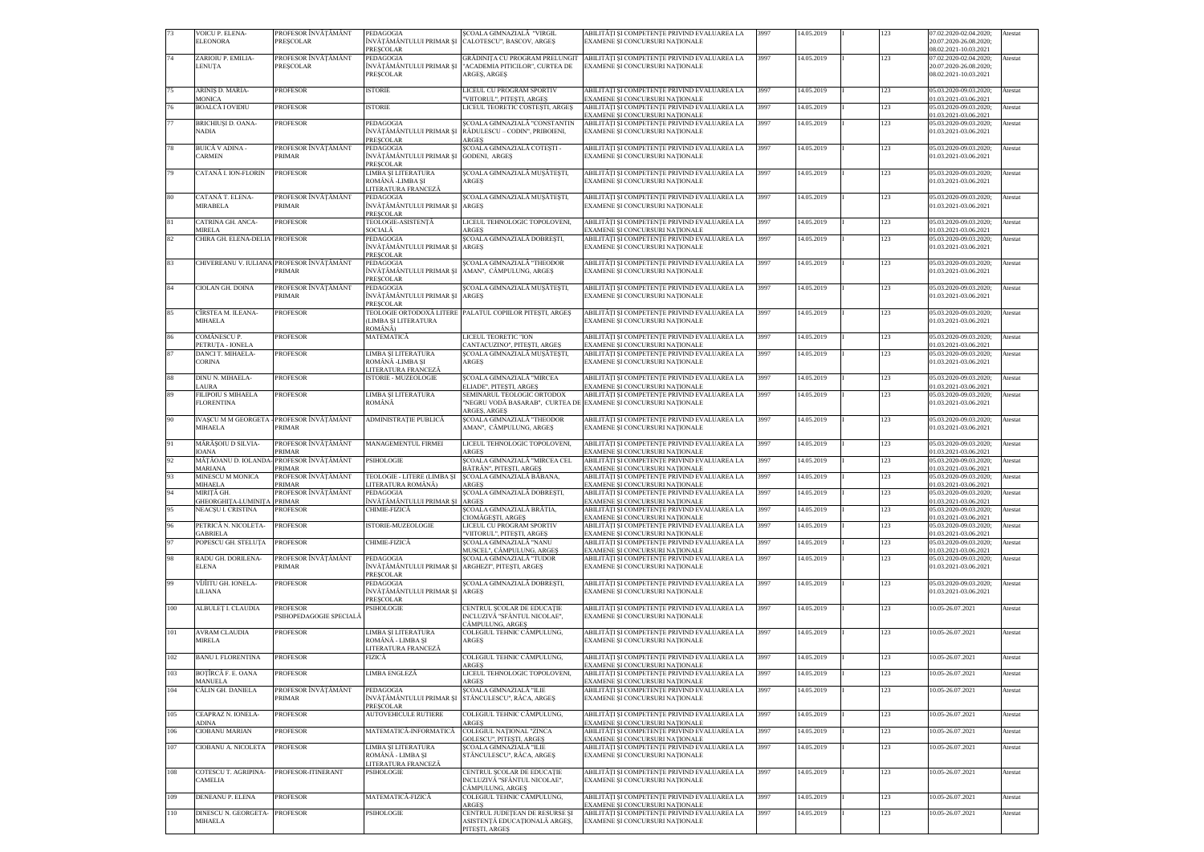| 73 | VOICU P. ELENA-ELEONORA | PROFESOR ÎNVĂȚĂMÂNT PREȘCOLAR | PEDAGOGIA ÎNVĂȚĂMÂNTULUI PRIMAR ȘI PREȘCOLAR | ȘCOALA GIMNAZIALĂ "VIRGIL CALOTESCU", BASCOV, ARGEȘ | ABILITĂȚI ȘI COMPETENȚE PRIVIND EVALUAREA LA EXAMENE ȘI CONCURSURI NAȚIONALE | 3997 | 14.05.2019 | I | 123 | 07.02.2020-02.04.2020; 20.07.2020-26.08.2020; 08.02.2021-10.03.2021 | Atestat |
|---|---|---|---|---|---|---|---|---|---|---|---|
| 74 | ZARIOIU P. EMILIA-LENUȚA | PROFESOR ÎNVĂȚĂMÂNT PREȘCOLAR | PEDAGOGIA ÎNVĂȚĂMÂNTULUI PRIMAR ȘI PREȘCOLAR | GRĂDINIȚA CU PROGRAM PRELUNGIT "ACADEMIA PITICILOR", CURTEA DE ARGEȘ, ARGEȘ | ABILITĂȚI ȘI COMPETENȚE PRIVIND EVALUAREA LA EXAMENE ȘI CONCURSURI NAȚIONALE | 3997 | 14.05.2019 | I | 123 | 07.02.2020-02.04.2020; 20.07.2020-26.08.2020; 08.02.2021-10.03.2021 | Atestat |
| 75 | ARINIȘ D. MARIA-MONICA | PROFESOR | ISTORIE | LICEUL CU PROGRAM SPORTIV "VIITORUL", PITEȘTI, ARGEȘ | ABILITĂȚI ȘI COMPETENȚE PRIVIND EVALUAREA LA EXAMENE ȘI CONCURSURI NAȚIONALE | 3997 | 14.05.2019 | I | 123 | 05.03.2020-09.03.2020; 01.03.2021-03.06.2021 | Atestat |
| 76 | BOALCĂ I OVIDIU | PROFESOR | ISTORIE | LICEUL TEORETIC COSTEȘTI, ARGEȘ | ABILITĂȚI ȘI COMPETENȚE PRIVIND EVALUAREA LA EXAMENE ȘI CONCURSURI NAȚIONALE | 3997 | 14.05.2019 | I | 123 | 05.03.2020-09.03.2020; 01.03.2021-03.06.2021 | Atestat |
| 77 | BRICHIUȘI D. OANA-NADIA | PROFESOR | PEDAGOGIA ÎNVĂȚĂMÂNTULUI PRIMAR ȘI PREȘCOLAR | ȘCOALA GIMNAZIALĂ "CONSTANTIN RĂDULESCU – CODIN", PRIBOIENI, ARGEȘ | ABILITĂȚI ȘI COMPETENȚE PRIVIND EVALUAREA LA EXAMENE ȘI CONCURSURI NAȚIONALE | 3997 | 14.05.2019 | I | 123 | 05.03.2020-09.03.2020; 01.03.2021-03.06.2021 | Atestat |
| 78 | BUICĂ V ADINA - CARMEN | PROFESOR ÎNVĂȚĂMÂNT PRIMAR | PEDAGOGIA ÎNVĂȚĂMÂNTULUI PRIMAR ȘI PREȘCOLAR | ȘCOALA GIMNAZIALĂ COTEȘTI - GODENI, ARGEȘ | ABILITĂȚI ȘI COMPETENȚE PRIVIND EVALUAREA LA EXAMENE ȘI CONCURSURI NAȚIONALE | 3997 | 14.05.2019 | I | 123 | 05.03.2020-09.03.2020; 01.03.2021-03.06.2021 | Atestat |
| 79 | CATANĂ I. ION-FLORIN | PROFESOR | LIMBA ȘI LITERATURA ROMÂNĂ -LIMBA ȘI LITERATURA FRANCEZĂ | ȘCOALA GIMNAZIALĂ MUȘĂTEȘTI, ARGEȘ | ABILITĂȚI ȘI COMPETENȚE PRIVIND EVALUAREA LA EXAMENE ȘI CONCURSURI NAȚIONALE | 3997 | 14.05.2019 | I | 123 | 05.03.2020-09.03.2020; 01.03.2021-03.06.2021 | Atestat |
| 80 | CATANĂ T. ELENA-MIRABELA | PROFESOR ÎNVĂȚĂMÂNT PRIMAR | PEDAGOGIA ÎNVĂȚĂMÂNTULUI PRIMAR ȘI PREȘCOLAR | ȘCOALA GIMNAZIALĂ MUȘĂTEȘTI, ARGEȘ | ABILITĂȚI ȘI COMPETENȚE PRIVIND EVALUAREA LA EXAMENE ȘI CONCURSURI NAȚIONALE | 3997 | 14.05.2019 | I | 123 | 05.03.2020-09.03.2020; 01.03.2021-03.06.2021 | Atestat |
| 81 | CATRINA GH. ANCA-MIRELA | PROFESOR | TEOLOGIE-ASISTENȚĂ SOCIALĂ | LICEUL TEHNOLOGIC TOPOLOVENI, ARGEȘ | ABILITĂȚI ȘI COMPETENȚE PRIVIND EVALUAREA LA EXAMENE ȘI CONCURSURI NAȚIONALE | 3997 | 14.05.2019 | I | 123 | 05.03.2020-09.03.2020; 01.03.2021-03.06.2021 | Atestat |
| 82 | CHIRA GH. ELENA-DELIA | PROFESOR | PEDAGOGIA ÎNVĂȚĂMÂNTULUI PRIMAR ȘI PREȘCOLAR | ȘCOALA GIMNAZIALĂ DOBREȘTI, ARGEȘ | ABILITĂȚI ȘI COMPETENȚE PRIVIND EVALUAREA LA EXAMENE ȘI CONCURSURI NAȚIONALE | 3997 | 14.05.2019 | I | 123 | 05.03.2020-09.03.2020; 01.03.2021-03.06.2021 | Atestat |
| 83 | CHIVEREANU V. IULIANA | PROFESOR ÎNVĂȚĂMÂNT PRIMAR | PEDAGOGIA ÎNVĂȚĂMÂNTULUI PRIMAR ȘI PREȘCOLAR | ȘCOALA GIMNAZIALĂ "THEODOR AMAN", CÂMPULUNG, ARGEȘ | ABILITĂȚI ȘI COMPETENȚE PRIVIND EVALUAREA LA EXAMENE ȘI CONCURSURI NAȚIONALE | 3997 | 14.05.2019 | I | 123 | 05.03.2020-09.03.2020; 01.03.2021-03.06.2021 | Atestat |
| 84 | CIOLAN GH. DOINA | PROFESOR ÎNVĂȚĂMÂNT PRIMAR | PEDAGOGIA ÎNVĂȚĂMÂNTULUI PRIMAR ȘI PREȘCOLAR | ȘCOALA GIMNAZIALĂ MUȘĂTEȘTI, ARGEȘ | ABILITĂȚI ȘI COMPETENȚE PRIVIND EVALUAREA LA EXAMENE ȘI CONCURSURI NAȚIONALE | 3997 | 14.05.2019 | I | 123 | 05.03.2020-09.03.2020; 01.03.2021-03.06.2021 | Atestat |
| 85 | CÎRSTEA M. ILEANA-MIHAELA | PROFESOR | TEOLOGIE ORTODOXĂ LITERE (LIMBA ȘI LITERATURA ROMÂNĂ) | PALATUL COPIILOR PITEȘTI, ARGEȘ | ABILITĂȚI ȘI COMPETENȚE PRIVIND EVALUAREA LA EXAMENE ȘI CONCURSURI NAȚIONALE | 3997 | 14.05.2019 | I | 123 | 05.03.2020-09.03.2020; 01.03.2021-03.06.2021 | Atestat |
| 86 | COMĂNESCU P. PETRUȚA - IONELA | PROFESOR | MATEMATICĂ | LICEUL TEORETIC "ION CANTACUZINO", PITEȘTI, ARGEȘ | ABILITĂȚI ȘI COMPETENȚE PRIVIND EVALUAREA LA EXAMENE ȘI CONCURSURI NAȚIONALE | 3997 | 14.05.2019 | I | 123 | 05.03.2020-09.03.2020; 01.03.2021-03.06.2021 | Atestat |
| 87 | DANCI T. MIHAELA-CORINA | PROFESOR | LIMBA ȘI LITERATURA ROMÂNĂ -LIMBA ȘI LITERATURA FRANCEZĂ | ȘCOALA GIMNAZIALĂ MUȘĂTEȘTI, ARGEȘ | ABILITĂȚI ȘI COMPETENȚE PRIVIND EVALUAREA LA EXAMENE ȘI CONCURSURI NAȚIONALE | 3997 | 14.05.2019 | I | 123 | 05.03.2020-09.03.2020; 01.03.2021-03.06.2021 | Atestat |
| 88 | DINU N. MIHAELA-LAURA | PROFESOR | ISTORIE - MUZEOLOGIE | ȘCOALA GIMNAZIALĂ "MIRCEA ELIADE", PITEȘTI, ARGEȘ | ABILITĂȚI ȘI COMPETENȚE PRIVIND EVALUAREA LA EXAMENE ȘI CONCURSURI NAȚIONALE | 3997 | 14.05.2019 | I | 123 | 05.03.2020-09.03.2020; 01.03.2021-03.06.2021 | Atestat |
| 89 | FILIPOIU S MIHAELA FLORENTINA | PROFESOR | LIMBA ȘI LITERATURA ROMÂNĂ | SEMINARUL TEOLOGIC ORTODOX "NEGRU VODĂ BASARAB", CURTEA DE ARGEȘ, ARGEȘ | ABILITĂȚI ȘI COMPETENȚE PRIVIND EVALUAREA LA EXAMENE ȘI CONCURSURI NAȚIONALE | 3997 | 14.05.2019 | I | 123 | 05.03.2020-09.03.2020; 01.03.2021-03.06.2021 | Atestat |
| 90 | IVAȘCU M M GEORGETA - MIHAELA | PROFESOR ÎNVĂȚĂMÂNT PRIMAR | ADMINISTRAȚIE PUBLICĂ | ȘCOALA GIMNAZIALĂ "THEODOR AMAN", CÂMPULUNG, ARGEȘ | ABILITĂȚI ȘI COMPETENȚE PRIVIND EVALUAREA LA EXAMENE ȘI CONCURSURI NAȚIONALE | 3997 | 14.05.2019 | I | 123 | 05.03.2020-09.03.2020; 01.03.2021-03.06.2021 | Atestat |
| 91 | MĂRĂȘOIU D SILVIA-IOANA | PROFESOR ÎNVĂȚĂMÂNT PRIMAR | MANAGEMENTUL FIRMEI | LICEUL TEHNOLOGIC TOPOLOVENI, ARGEȘ | ABILITĂȚI ȘI COMPETENȚE PRIVIND EVALUAREA LA EXAMENE ȘI CONCURSURI NAȚIONALE | 3997 | 14.05.2019 | I | 123 | 05.03.2020-09.03.2020; 01.03.2021-03.06.2021 | Atestat |
| 92 | MAȚĂOANU D. IOLANDA-MARIANA | PROFESOR ÎNVĂȚĂMÂNT PRIMAR | PSIHOLOGIE | ȘCOALA GIMNAZIALĂ "MIRCEA CEL BĂTRÂN", PITEȘTI, ARGEȘ | ABILITĂȚI ȘI COMPETENȚE PRIVIND EVALUAREA LA EXAMENE ȘI CONCURSURI NAȚIONALE | 3997 | 14.05.2019 | I | 123 | 05.03.2020-09.03.2020; 01.03.2021-03.06.2021 | Atestat |
| 93 | MINESCU M MONICA MIHAELA | PROFESOR ÎNVĂȚĂMÂNT PRIMAR | TEOLOGIE - LITERE (LIMBA ȘI LITERATURA ROMÂNĂ) | ȘCOALA GIMNAZIALĂ BĂBANA, ARGEȘ | ABILITĂȚI ȘI COMPETENȚE PRIVIND EVALUAREA LA EXAMENE ȘI CONCURSURI NAȚIONALE | 3997 | 14.05.2019 | I | 123 | 05.03.2020-09.03.2020; 01.03.2021-03.06.2021 | Atestat |
| 94 | MIRIȚĂ GH. GHEORGHIȚA-LUMINIȚA | PROFESOR ÎNVĂȚĂMÂNT PRIMAR | PEDAGOGIA ÎNVĂȚĂMÂNTULUI PRIMAR ȘI | ȘCOALA GIMNAZIALĂ DOBREȘTI, ARGEȘ | ABILITĂȚI ȘI COMPETENȚE PRIVIND EVALUAREA LA EXAMENE ȘI CONCURSURI NAȚIONALE | 3997 | 14.05.2019 | I | 123 | 05.03.2020-09.03.2020; 01.03.2021-03.06.2021 | Atestat |
| 95 | NEACȘU I. CRISTINA | PROFESOR | CHIMIE-FIZICĂ | ȘCOALA GIMNAZIALĂ BRĂTIA, CIOMĂGEȘTI, ARGEȘ | ABILITĂȚI ȘI COMPETENȚE PRIVIND EVALUAREA LA EXAMENE ȘI CONCURSURI NAȚIONALE | 3997 | 14.05.2019 | I | 123 | 05.03.2020-09.03.2020; 01.03.2021-03.06.2021 | Atestat |
| 96 | PETRICĂ N. NICOLETA-GABRIELA | PROFESOR | ISTORIE-MUZEOLOGIE | LICEUL CU PROGRAM SPORTIV "VIITORUL", PITEȘTI, ARGEȘ | ABILITĂȚI ȘI COMPETENȚE PRIVIND EVALUAREA LA EXAMENE ȘI CONCURSURI NAȚIONALE | 3997 | 14.05.2019 | I | 123 | 05.03.2020-09.03.2020; 01.03.2021-03.06.2021 | Atestat |
| 97 | POPESCU GH. STELUȚA | PROFESOR | CHIMIE-FIZICĂ | ȘCOALA GIMNAZIALĂ "NANU MUSCEL", CÂMPULUNG, ARGEȘ | ABILITĂȚI ȘI COMPETENȚE PRIVIND EVALUAREA LA EXAMENE ȘI CONCURSURI NAȚIONALE | 3997 | 14.05.2019 | I | 123 | 05.03.2020-09.03.2020; 01.03.2021-03.06.2021 | Atestat |
| 98 | RADU GH. DORILENA-ELENA | PROFESOR ÎNVĂȚĂMÂNT PRIMAR | PEDAGOGIA ÎNVĂȚĂMÂNTULUI PRIMAR ȘI PREȘCOLAR | ȘCOALA GIMNAZIALĂ "TUDOR ARGHEZI", PITEȘTI, ARGEȘ | ABILITĂȚI ȘI COMPETENȚE PRIVIND EVALUAREA LA EXAMENE ȘI CONCURSURI NAȚIONALE | 3997 | 14.05.2019 | I | 123 | 05.03.2020-09.03.2020; 01.03.2021-03.06.2021 | Atestat |
| 99 | VIJIITU GH. IONELA-LILIANA | PROFESOR | PEDAGOGIA ÎNVĂȚĂMÂNTULUI PRIMAR ȘI PREȘCOLAR | ȘCOALA GIMNAZIALĂ DOBREȘTI, ARGEȘ | ABILITĂȚI ȘI COMPETENȚE PRIVIND EVALUAREA LA EXAMENE ȘI CONCURSURI NAȚIONALE | 3997 | 14.05.2019 | I | 123 | 05.03.2020-09.03.2020; 01.03.2021-03.06.2021 | Atestat |
| 100 | ALBULEȚ I. CLAUDIA | PROFESOR PSIHOPEDAGOGIE SPECIALĂ | PSIHOLOGIE | CENTRUL ȘCOLAR DE EDUCAȚIE INCLUZIVĂ "SFÂNTUL NICOLAE", CÂMPULUNG, ARGEȘ | ABILITĂȚI ȘI COMPETENȚE PRIVIND EVALUAREA LA EXAMENE ȘI CONCURSURI NAȚIONALE | 3997 | 14.05.2019 | I | 123 | 10.05-26.07.2021 | Atestat |
| 101 | AVRAM CLAUDIA MIRELA | PROFESOR | LIMBA ȘI LITERATURA ROMÂNĂ - LIMBA ȘI LITERATURA FRANCEZĂ | COLEGIUL TEHNIC CÂMPULUNG, ARGEȘ | ABILITĂȚI ȘI COMPETENȚE PRIVIND EVALUAREA LA EXAMENE ȘI CONCURSURI NAȚIONALE | 3997 | 14.05.2019 | I | 123 | 10.05-26.07.2021 | Atestat |
| 102 | BANU I. FLORENTINA | PROFESOR | FIZICĂ | COLEGIUL TEHNIC CÂMPULUNG, ARGEȘ | ABILITĂȚI ȘI COMPETENȚE PRIVIND EVALUAREA LA EXAMENE ȘI CONCURSURI NAȚIONALE | 3997 | 14.05.2019 | I | 123 | 10.05-26.07.2021 | Atestat |
| 103 | BOȚÎRCĂ F. E. OANA MANUELA | PROFESOR | LIMBA ENGLEZĂ | LICEUL TEHNOLOGIC TOPOLOVENI, ARGEȘ | ABILITĂȚI ȘI COMPETENȚE PRIVIND EVALUAREA LA EXAMENE ȘI CONCURSURI NAȚIONALE | 3997 | 14.05.2019 | I | 123 | 10.05-26.07.2021 | Atestat |
| 104 | CĂLIN GH. DANIELA | PROFESOR ÎNVĂȚĂMÂNT PRIMAR | PEDAGOGIA ÎNVĂȚĂMÂNTULUI PRIMAR ȘI PREȘCOLAR | ȘCOALA GIMNAZIALĂ "ILIE STĂNCULESCU", RÂCA, ARGEȘ | ABILITĂȚI ȘI COMPETENȚE PRIVIND EVALUAREA LA EXAMENE ȘI CONCURSURI NAȚIONALE | 3997 | 14.05.2019 | I | 123 | 10.05-26.07.2021 | Atestat |
| 105 | CEAPRAZ N. IONELA-ADINA | PROFESOR | AUTOVEHICULE RUTIERE | COLEGIUL TEHNIC CÂMPULUNG, ARGEȘ | ABILITĂȚI ȘI COMPETENȚE PRIVIND EVALUAREA LA EXAMENE ȘI CONCURSURI NAȚIONALE | 3997 | 14.05.2019 | I | 123 | 10.05-26.07.2021 | Atestat |
| 106 | CIOBANU MARIAN | PROFESOR | MATEMATICĂ-INFORMATICĂ | COLEGIUL NAȚIONAL "ZINCA GOLESCU", PITEȘTI, ARGEȘ | ABILITĂȚI ȘI COMPETENȚE PRIVIND EVALUAREA LA EXAMENE ȘI CONCURSURI NAȚIONALE | 3997 | 14.05.2019 | I | 123 | 10.05-26.07.2021 | Atestat |
| 107 | CIOBANU A. NICOLETA | PROFESOR | LIMBA ȘI LITERATURA ROMÂNĂ - LIMBA ȘI LITERATURA FRANCEZĂ | ȘCOALA GIMNAZIALĂ "ILIE STĂNCULESCU", RÂCA, ARGEȘ | ABILITĂȚI ȘI COMPETENȚE PRIVIND EVALUAREA LA EXAMENE ȘI CONCURSURI NAȚIONALE | 3997 | 14.05.2019 | I | 123 | 10.05-26.07.2021 | Atestat |
| 108 | COTESCU T. AGRIPINA-CAMELIA | PROFESOR-ITINERANT | PSIHOLOGIE | CENTRUL ȘCOLAR DE EDUCAȚIE INCLUZIVĂ "SFÂNTUL NICOLAE", CÂMPULUNG, ARGEȘ | ABILITĂȚI ȘI COMPETENȚE PRIVIND EVALUAREA LA EXAMENE ȘI CONCURSURI NAȚIONALE | 3997 | 14.05.2019 | I | 123 | 10.05-26.07.2021 | Atestat |
| 109 | DENEANU P. ELENA | PROFESOR | MATEMATICĂ-FIZICĂ | COLEGIUL TEHNIC CÂMPULUNG, ARGEȘ | ABILITĂȚI ȘI COMPETENȚE PRIVIND EVALUAREA LA EXAMENE ȘI CONCURSURI NAȚIONALE | 3997 | 14.05.2019 | I | 123 | 10.05-26.07.2021 | Atestat |
| 110 | DINESCU N. GEORGETA-MIHAELA | PROFESOR | PSIHOLOGIE | CENTRUL JUDEȚEAN DE RESURSE ȘI ASISTENȚĂ EDUCAȚIONALĂ ARGEȘ, PITEȘTI, ARGEȘ | ABILITĂȚI ȘI COMPETENȚE PRIVIND EVALUAREA LA EXAMENE ȘI CONCURSURI NAȚIONALE | 3997 | 14.05.2019 | I | 123 | 10.05-26.07.2021 | Atestat |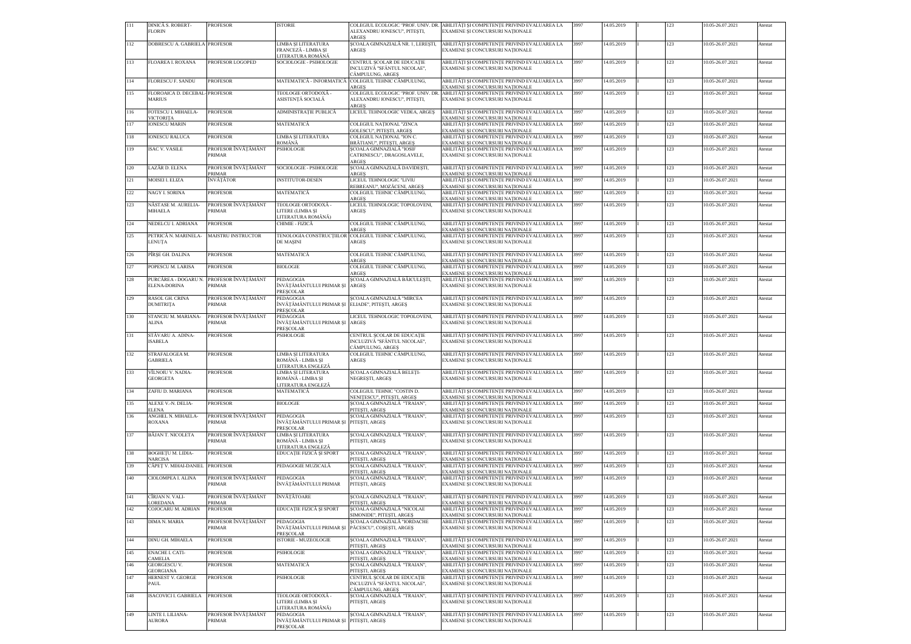| 111 | DINICĂ S. ROBERT-FLORIN | PROFESOR | ISTORIE | COLEGIUL ECOLOGIC "PROF. UNIV. DR. ALEXANDRU IONESCU", PITEŞTI, ARGEŞ | ABILITĂŢI ŞI COMPETENŢE PRIVIND EVALUAREA LA EXAMENE ŞI CONCURSURI NAŢIONALE | 3997 | 14.05.2019 | I | 123 | 10.05-26.07.2021 | Atestat |
|---|---|---|---|---|---|---|---|---|---|---|---|
| 112 | DOBRESCU A. GABRIELA | PROFESOR | LIMBA ŞI LITERATURA FRANCEZĂ - LIMBA ŞI LITERATURA ROMÂNĂ | ŞCOALA GIMNAZIALĂ NR. 1, LEREŞTI, ARGEŞ | ABILITĂŢI ŞI COMPETENŢE PRIVIND EVALUAREA LA EXAMENE ŞI CONCURSURI NAŢIONALE | 3997 | 14.05.2019 | I | 123 | 10.05-26.07.2021 | Atestat |
| 113 | FLOAREA I. ROXANA | PROFESOR LOGOPED | SOCIOLOGIE - PSIHOLOGIE | CENTRUL ŞCOLAR DE EDUCAŢIE INCLUZIVĂ "SFÂNTUL NICOLAE", CÂMPULUNG, ARGEŞ | ABILITĂŢI ŞI COMPETENŢE PRIVIND EVALUAREA LA EXAMENE ŞI CONCURSURI NAŢIONALE | 3997 | 14.05.2019 | I | 123 | 10.05-26.07.2021 | Atestat |
| 114 | FLORESCU F. SANDU | PROFESOR | MATEMATICĂ - INFORMATICĂ | COLEGIUL TEHNIC CÂMPULUNG, ARGEŞ | ABILITĂŢI ŞI COMPETENŢE PRIVIND EVALUAREA LA EXAMENE ŞI CONCURSURI NAŢIONALE | 3997 | 14.05.2019 | I | 123 | 10.05-26.07.2021 | Atestat |
| 115 | FLOROAICA D. DECEBAL-MARIUS | PROFESOR | TEOLOGIE ORTODOXĂ - ASISTENŢĂ SOCIALĂ | COLEGIUL ECOLOGIC "PROF. UNIV. DR. ALEXANDRU IONESCU", PITEŞTI, ARGEŞ | ABILITĂŢI ŞI COMPETENŢE PRIVIND EVALUAREA LA EXAMENE ŞI CONCURSURI NAŢIONALE | 3997 | 14.05.2019 | I | 123 | 10.05-26.07.2021 | Atestat |
| 116 | FOTESCU I. MIHAELA-VICTORIŢA | PROFESOR | ADMINISTRAŢIE PUBLICĂ | LICEUL TEHNOLOGIC VEDEA, ARGEŞ | ABILITĂŢI ŞI COMPETENŢE PRIVIND EVALUAREA LA EXAMENE ŞI CONCURSURI NAŢIONALE | 3997 | 14.05.2019 | I | 123 | 10.05-26.07.2021 | Atestat |
| 117 | IONESCU MARIN | PROFESOR | MATEMATICĂ | COLEGIUL NAŢIONAL "ZINCA GOLESCU", PITEŞTI, ARGEŞ | ABILITĂŢI ŞI COMPETENŢE PRIVIND EVALUAREA LA EXAMENE ŞI CONCURSURI NAŢIONALE | 3997 | 14.05.2019 | I | 123 | 10.05-26.07.2021 | Atestat |
| 118 | IONESCU RALUCA | PROFESOR | LIMBA ŞI LITERATURA ROMÂNĂ | COLEGIUL NAŢIONAL "ION C. BRĂTIANU", PITEŞTI, ARGEŞ | ABILITĂŢI ŞI COMPETENŢE PRIVIND EVALUAREA LA EXAMENE ŞI CONCURSURI NAŢIONALE | 3997 | 14.05.2019 | I | 123 | 10.05-26.07.2021 | Atestat |
| 119 | ISAC V. VASILE | PROFESOR ÎNVĂŢĂMÂNT PRIMAR | PSIHOLOGIE | ŞCOALA GIMNAZIALĂ "IOSIF CATRINESCU", DRAGOSLAVELE, ARGEŞ | ABILITĂŢI ŞI COMPETENŢE PRIVIND EVALUAREA LA EXAMENE ŞI CONCURSURI NAŢIONALE | 3997 | 14.05.2019 | I | 123 | 10.05-26.07.2021 | Atestat |
| 120 | LAZĂR D. ELENA | PROFESOR ÎNVĂŢĂMÂNT PRIMAR | SOCIOLOGIE - PSIHOLOGIE | ŞCOALA GIMNAZIALĂ DAVIDEŞTI, ARGEŞ | ABILITĂŢI ŞI COMPETENŢE PRIVIND EVALUAREA LA EXAMENE ŞI CONCURSURI NAŢIONALE | 3997 | 14.05.2019 | I | 123 | 10.05-26.07.2021 | Atestat |
| 121 | MOISEI I. ELIZA | ÎNVĂŢĂTOR | INSTITUTOR-DESEN | LICEUL TEHNOLOGIC "LIVIU REBREANU", MOZĂCENI, ARGEŞ | ABILITĂŢI ŞI COMPETENŢE PRIVIND EVALUAREA LA EXAMENE ŞI CONCURSURI NAŢIONALE | 3997 | 14.05.2019 | I | 123 | 10.05-26.07.2021 | Atestat |
| 122 | NAGY I. SORINA | PROFESOR | MATEMATICĂ | COLEGIUL TEHNIC CÂMPULUNG, ARGEŞ | ABILITĂŢI ŞI COMPETENŢE PRIVIND EVALUAREA LA EXAMENE ŞI CONCURSURI NAŢIONALE | 3997 | 14.05.2019 | I | 123 | 10.05-26.07.2021 | Atestat |
| 123 | NĂSTASE M. AURELIA-MIHAELA | PROFESOR ÎNVĂŢĂMÂNT PRIMAR | TEOLOGIE ORTODOXĂ - LITERE (LIMBA ŞI LITERATURA ROMÂNĂ) | LICEUL TEHNOLOGIC TOPOLOVENI, ARGEŞ | ABILITĂŢI ŞI COMPETENŢE PRIVIND EVALUAREA LA EXAMENE ŞI CONCURSURI NAŢIONALE | 3997 | 14.05.2019 | I | 123 | 10.05-26.07.2021 | Atestat |
| 124 | NEDELCU I. ADRIANA | PROFESOR | CHIMIE - FIZICĂ | COLEGIUL TEHNIC CÂMPULUNG, ARGEŞ | ABILITĂŢI ŞI COMPETENŢE PRIVIND EVALUAREA LA EXAMENE ŞI CONCURSURI NAŢIONALE | 3997 | 14.05.2019 | I | 123 | 10.05-26.07.2021 | Atestat |
| 125 | PETRICĂ N. MARINELA-LENUŢA | MAISTRU INSTRUCTOR | TENOLOGIA CONSTRUCŢIILOR DE MAŞINI | COLEGIUL TEHNIC CÂMPULUNG, ARGEŞ | ABILITĂŢI ŞI COMPETENŢE PRIVIND EVALUAREA LA EXAMENE ŞI CONCURSURI NAŢIONALE | 3997 | 14.05.2019 | I | 123 | 10.05-26.07.2021 | Atestat |
| 126 | PÎRŞE GH. DALINA | PROFESOR | MATEMATICĂ | COLEGIUL TEHNIC CÂMPULUNG, ARGEŞ | ABILITĂŢI ŞI COMPETENŢE PRIVIND EVALUAREA LA EXAMENE ŞI CONCURSURI NAŢIONALE | 3997 | 14.05.2019 | I | 123 | 10.05-26.07.2021 | Atestat |
| 127 | POPESCU M. LARISA | PROFESOR | BIOLOGIE | COLEGIUL TEHNIC CÂMPULUNG, ARGEŞ | ABILITĂŢI ŞI COMPETENŢE PRIVIND EVALUAREA LA EXAMENE ŞI CONCURSURI NAŢIONALE | 3997 | 14.05.2019 | I | 123 | 10.05-26.07.2021 | Atestat |
| 128 | PURCĂREA - DOGARU N. ELENA-DORINA | PROFESOR ÎNVĂŢĂMÂNT PRIMAR | PEDAGOGIA ÎNVĂŢĂMÂNTULUI PRIMAR ŞI PREŞCOLAR | ŞCOALA GIMNAZIALĂ BĂICULEŞTI, ARGEŞ | ABILITĂŢI ŞI COMPETENŢE PRIVIND EVALUAREA LA EXAMENE ŞI CONCURSURI NAŢIONALE | 3997 | 14.05.2019 | I | 123 | 10.05-26.07.2021 | Atestat |
| 129 | RASOL GH. CRINA DUMITRIŢA | PROFESOR ÎNVĂŢĂMÂNT PRIMAR | PEDAGOGIA ÎNVĂŢĂMÂNTULUI PRIMAR ŞI PREŞCOLAR | ŞCOALA GIMNAZIALĂ "MIRCEA ELIADE", PITEŞTI, ARGEŞ | ABILITĂŢI ŞI COMPETENŢE PRIVIND EVALUAREA LA EXAMENE ŞI CONCURSURI NAŢIONALE | 3997 | 14.05.2019 | I | 123 | 10.05-26.07.2021 | Atestat |
| 130 | STANCIU M. MARIANA-ALINA | PROFESOR ÎNVĂŢĂMÂNT PRIMAR | PEDAGOGIA ÎNVĂŢĂMÂNTULUI PRIMAR ŞI PREŞCOLAR | LICEUL TEHNOLOGIC TOPOLOVENI, ARGEŞ | ABILITĂŢI ŞI COMPETENŢE PRIVIND EVALUAREA LA EXAMENE ŞI CONCURSURI NAŢIONALE | 3997 | 14.05.2019 | I | 123 | 10.05-26.07.2021 | Atestat |
| 131 | STĂVARU A. ADINA-ISABELA | PROFESOR | PSIHOLOGIE | CENTRUL ŞCOLAR DE EDUCAŢIE INCLUZIVĂ "SFÂNTUL NICOLAE", CÂMPULUNG, ARGEŞ | ABILITĂŢI ŞI COMPETENŢE PRIVIND EVALUAREA LA EXAMENE ŞI CONCURSURI NAŢIONALE | 3997 | 14.05.2019 | I | 123 | 10.05-26.07.2021 | Atestat |
| 132 | STRAFALOGEA M. GABRIELA | PROFESOR | LIMBA ŞI LITERATURA ROMÂNĂ - LIMBA ŞI LITERATURA ENGLEZĂ | COLEGIUL TEHNIC CÂMPULUNG, ARGEŞ | ABILITĂŢI ŞI COMPETENŢE PRIVIND EVALUAREA LA EXAMENE ŞI CONCURSURI NAŢIONALE | 3997 | 14.05.2019 | I | 123 | 10.05-26.07.2021 | Atestat |
| 133 | VÎLNOIU V. NADIA-GEORGETA | PROFESOR | LIMBA ŞI LITERATURA ROMÂNĂ - LIMBA ŞI LITERATURA ENGLEZĂ | ŞCOALA GIMNAZIALĂ BELEŢI-NEGREŞTI, ARGEŞ | ABILITĂŢI ŞI COMPETENŢE PRIVIND EVALUAREA LA EXAMENE ŞI CONCURSURI NAŢIONALE | 3997 | 14.05.2019 | I | 123 | 10.05-26.07.2021 | Atestat |
| 134 | ZAFIU D. MARIANA | PROFESOR | MATEMATICĂ | COLEGIUL TEHNIC "COSTIN D. NENIŢESCU", PITEŞTI, ARGEŞ | ABILITĂŢI ŞI COMPETENŢE PRIVIND EVALUAREA LA EXAMENE ŞI CONCURSURI NAŢIONALE | 3997 | 14.05.2019 | I | 123 | 10.05-26.07.2021 | Atestat |
| 135 | ALEXE V.-N. DELIA-ELENA | PROFESOR | BIOLOGIE | ŞCOALA GIMNAZIALĂ "TRAIAN", PITEŞTI, ARGEŞ | ABILITĂŢI ŞI COMPETENŢE PRIVIND EVALUAREA LA EXAMENE ŞI CONCURSURI NAŢIONALE | 3997 | 14.05.2019 | I | 123 | 10.05-26.07.2021 | Atestat |
| 136 | ANGHEL N. MIHAELA-ROXANA | PROFESOR ÎNVĂŢĂMÂNT PRIMAR | PEDAGOGIA ÎNVĂŢĂMÂNTULUI PRIMAR ŞI PREŞCOLAR | ŞCOALA GIMNAZIALĂ "TRAIAN", PITEŞTI, ARGEŞ | ABILITĂŢI ŞI COMPETENŢE PRIVIND EVALUAREA LA EXAMENE ŞI CONCURSURI NAŢIONALE | 3997 | 14.05.2019 | I | 123 | 10.05-26.07.2021 | Atestat |
| 137 | BĂJAN T. NICOLETA | PROFESOR ÎNVĂŢĂMÂNT PRIMAR | LIMBA ŞI LITERATURA ROMÂNĂ - LIMBA ŞI LITERATURA ENGLEZĂ | ŞCOALA GIMNAZIALĂ "TRAIAN", PITEŞTI, ARGEŞ | ABILITĂŢI ŞI COMPETENŢE PRIVIND EVALUAREA LA EXAMENE ŞI CONCURSURI NAŢIONALE | 3997 | 14.05.2019 | I | 123 | 10.05-26.07.2021 | Atestat |
| 138 | BOGHEŢU M. LIDIA-NARCISA | PROFESOR | EDUCAŢIE FIZICĂ ŞI SPORT | ŞCOALA GIMNAZIALĂ "TRAIAN", PITEŞTI, ARGEŞ | ABILITĂŢI ŞI COMPETENŢE PRIVIND EVALUAREA LA EXAMENE ŞI CONCURSURI NAŢIONALE | 3997 | 14.05.2019 | I | 123 | 10.05-26.07.2021 | Atestat |
| 139 | CĂPEŢ V. MIHAI-DANIEL | PROFESOR | PEDAGOGIE MUZICALĂ | ŞCOALA GIMNAZIALĂ "TRAIAN", PITEŞTI, ARGEŞ | ABILITĂŢI ŞI COMPETENŢE PRIVIND EVALUAREA LA EXAMENE ŞI CONCURSURI NAŢIONALE | 3997 | 14.05.2019 | I | 123 | 10.05-26.07.2021 | Atestat |
| 140 | CIOLOMPEA I. ALINA | PROFESOR ÎNVĂŢĂMÂNT PRIMAR | PEDAGOGIA ÎNVĂŢĂMÂNTULUI PRIMAR | ŞCOALA GIMNAZIALĂ "TRAIAN", PITEŞTI, ARGEŞ | ABILITĂŢI ŞI COMPETENŢE PRIVIND EVALUAREA LA EXAMENE ŞI CONCURSURI NAŢIONALE | 3997 | 14.05.2019 | I | 123 | 10.05-26.07.2021 | Atestat |
| 141 | CÎRJAN N. VALI-LOREDANA | PROFESOR ÎNVĂŢĂMÂNT PRIMAR | ÎNVĂŢĂTOARE | ŞCOALA GIMNAZIALĂ "TRAIAN", PITEŞTI, ARGEŞ | ABILITĂŢI ŞI COMPETENŢE PRIVIND EVALUAREA LA EXAMENE ŞI CONCURSURI NAŢIONALE | 3997 | 14.05.2019 | I | 123 | 10.05-26.07.2021 | Atestat |
| 142 | COJOCARU M. ADRIAN | PROFESOR | EDUCAŢIE FIZICĂ ŞI SPORT | ŞCOALA GIMNAZIALĂ "NICOLAE SIMONIDE", PITEŞTI, ARGEŞ | ABILITĂŢI ŞI COMPETENŢE PRIVIND EVALUAREA LA EXAMENE ŞI CONCURSURI NAŢIONALE | 3997 | 14.05.2019 | I | 123 | 10.05-26.07.2021 | Atestat |
| 143 | DIMA N. MARIA | PROFESOR ÎNVĂŢĂMÂNT PRIMAR | PEDAGOGIA ÎNVĂŢĂMÂNTULUI PRIMAR ŞI PREŞCOLAR | ŞCOALA GIMNAZIALĂ "IORDACHE PĂCESCU", COŞEŞTI, ARGEŞ | ABILITĂŢI ŞI COMPETENŢE PRIVIND EVALUAREA LA EXAMENE ŞI CONCURSURI NAŢIONALE | 3997 | 14.05.2019 | I | 123 | 10.05-26.07.2021 | Atestat |
| 144 | DINU GH. MIHAELA | PROFESOR | ISTORIE - MUZEOLOGIE | ŞCOALA GIMNAZIALĂ "TRAIAN", PITEŞTI, ARGEŞ | ABILITĂŢI ŞI COMPETENŢE PRIVIND EVALUAREA LA EXAMENE ŞI CONCURSURI NAŢIONALE | 3997 | 14.05.2019 | I | 123 | 10.05-26.07.2021 | Atestat |
| 145 | ENACHE I. CATI-CAMELIA | PROFESOR | PSIHOLOGIE | ŞCOALA GIMNAZIALĂ "TRAIAN", PITEŞTI, ARGEŞ | ABILITĂŢI ŞI COMPETENŢE PRIVIND EVALUAREA LA EXAMENE ŞI CONCURSURI NAŢIONALE | 3997 | 14.05.2019 | I | 123 | 10.05-26.07.2021 | Atestat |
| 146 | GEORGESCU V. GEORGIANA | PROFESOR | MATEMATICĂ | ŞCOALA GIMNAZIALĂ "TRAIAN", PITEŞTI, ARGEŞ | ABILITĂŢI ŞI COMPETENŢE PRIVIND EVALUAREA LA EXAMENE ŞI CONCURSURI NAŢIONALE | 3997 | 14.05.2019 | I | 123 | 10.05-26.07.2021 | Atestat |
| 147 | HERNEST V. GEORGE PAUL | PROFESOR | PSIHOLOGIE | CENTRUL ŞCOLAR DE EDUCAŢIE INCLUZIVĂ "SFÂNTUL NICOLAE", CÂMPULUNG, ARGEŞ | ABILITĂŢI ŞI COMPETENŢE PRIVIND EVALUAREA LA EXAMENE ŞI CONCURSURI NAŢIONALE | 3997 | 14.05.2019 | I | 123 | 10.05-26.07.2021 | Atestat |
| 148 | ISACOVICI I. GABRIELA | PROFESOR | TEOLOGIE ORTODOXĂ - LITERE (LIMBA ŞI LITERATURA ROMÂNĂ) | ŞCOALA GIMNAZIALĂ "TRAIAN", PITEŞTI, ARGEŞ | ABILITĂŢI ŞI COMPETENŢE PRIVIND EVALUAREA LA EXAMENE ŞI CONCURSURI NAŢIONALE | 3997 | 14.05.2019 | I | 123 | 10.05-26.07.2021 | Atestat |
| 149 | LINTE I. LILIANA-AURORA | PROFESOR ÎNVĂŢĂMÂNT PRIMAR | PEDAGOGIA ÎNVĂŢĂMÂNTULUI PRIMAR ŞI PREŞCOLAR | ŞCOALA GIMNAZIALĂ "TRAIAN", PITEŞTI, ARGEŞ | ABILITĂŢI ŞI COMPETENŢE PRIVIND EVALUAREA LA EXAMENE ŞI CONCURSURI NAŢIONALE | 3997 | 14.05.2019 | I | 123 | 10.05-26.07.2021 | Atestat |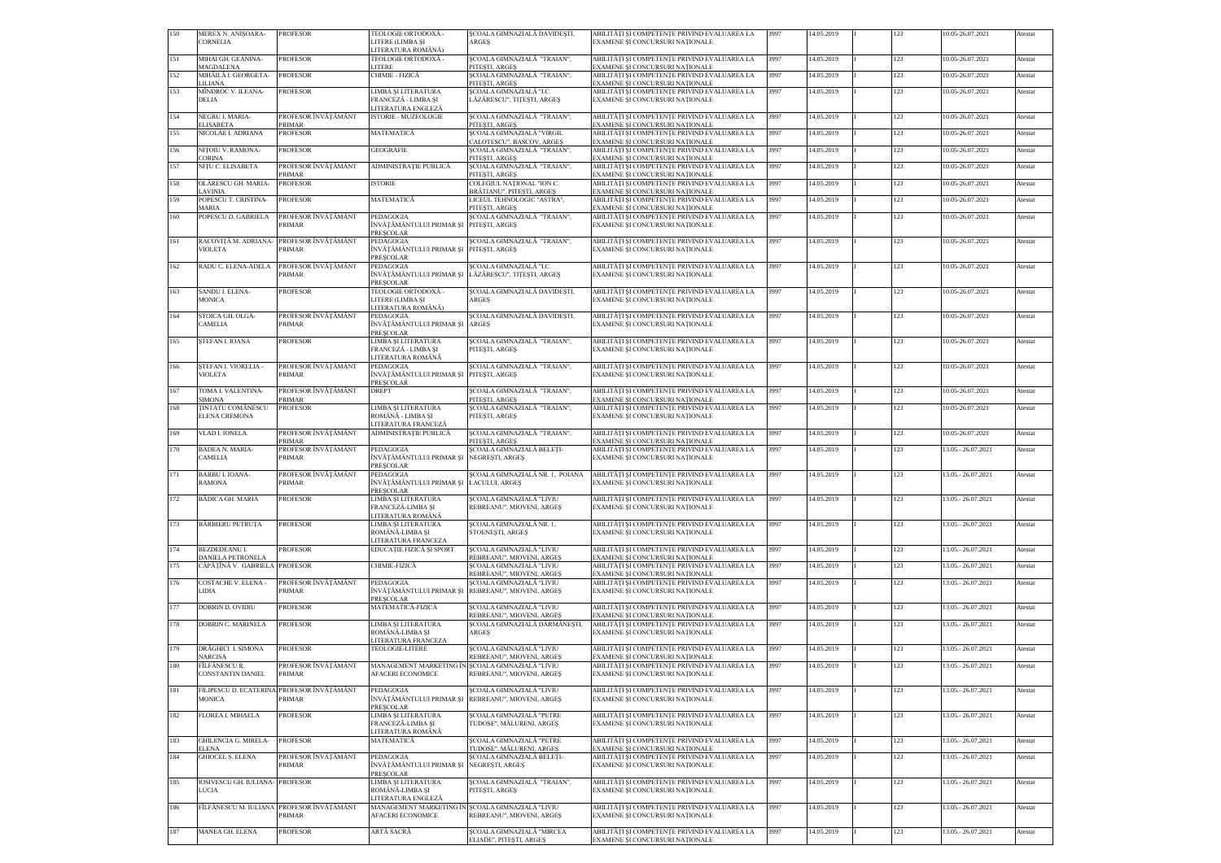| 150 | MEREX N. ANIŞOARA-CORNELIA | PROFESOR | TEOLOGIE ORTODOXĂ - LITERE (LIMBA ŞI LITERATURA ROMÂNĂ) | ŞCOALA GIMNAZIALĂ DAVIDEŞTI, ARGEŞ | ABILITĂŢI ŞI COMPETENŢE PRIVIND EVALUAREA LA EXAMENE ŞI CONCURSURI NAŢIONALE | 3997 | 14.05.2019 | I | 123 | 10.05-26.07.2021 | Atestat |
|---|---|---|---|---|---|---|---|---|---|---|---|
| 151 | MIHAI GH. GEANINA-MAGDALENA | PROFESOR | TEOLOGIE ORTODOXĂ - LITERE | ŞCOALA GIMNAZIALĂ "TRAIAN", PITEŞTI, ARGEŞ | ABILITĂŢI ŞI COMPETENŢE PRIVIND EVALUAREA LA EXAMENE ŞI CONCURSURI NAŢIONALE | 3997 | 14.05.2019 | I | 123 | 10.05-26.07.2021 | Atestat |
| 152 | MIHĂILĂ I. GEORGETA-LILIANA | PROFESOR | CHIMIE - FIZICĂ | ŞCOALA GIMNAZIALĂ "TRAIAN", PITEŞTI, ARGEŞ | ABILITĂŢI ŞI COMPETENŢE PRIVIND EVALUAREA LA EXAMENE ŞI CONCURSURI NAŢIONALE | 3997 | 14.05.2019 | I | 123 | 10.05-26.07.2021 | Atestat |
| 153 | MÎNDROC V. ILEANA-DELIA | PROFESOR | LIMBA ŞI LITERATURA FRANCEZĂ - LIMBA ŞI LITERATURA ENGLEZĂ | ŞCOALA GIMNAZIALĂ "I.C. LĂZĂRESCU", ŢIŢEŞTI, ARGEŞ | ABILITĂŢI ŞI COMPETENŢE PRIVIND EVALUAREA LA EXAMENE ŞI CONCURSURI NAŢIONALE | 3997 | 14.05.2019 | I | 123 | 10.05-26.07.2021 | Atestat |
| 154 | NEGRU I. MARIA-ELISABETA | PROFESOR ÎNVĂŢĂMÂNT PRIMAR | ISTORIE - MUZEOLOGIE | ŞCOALA GIMNAZIALĂ "TRAIAN", PITEŞTI, ARGEŞ | ABILITĂŢI ŞI COMPETENŢE PRIVIND EVALUAREA LA EXAMENE ŞI CONCURSURI NAŢIONALE | 3997 | 14.05.2019 | I | 123 | 10.05-26.07.2021 | Atestat |
| 155 | NICOLAE I. ADRIANA | PROFESOR | MATEMATICĂ | ŞCOALA GIMNAZIALĂ "VIRGIL CALOTESCU", BASCOV, ARGEŞ | ABILITĂŢI ŞI COMPETENŢE PRIVIND EVALUAREA LA EXAMENE ŞI CONCURSURI NAŢIONALE | 3997 | 14.05.2019 | I | 123 | 10.05-26.07.2021 | Atestat |
| 156 | NIŢOIU V. RAMONA-CORINA | PROFESOR | GEOGRAFIE | ŞCOALA GIMNAZIALĂ "TRAIAN", PITEŞTI, ARGEŞ | ABILITĂŢI ŞI COMPETENŢE PRIVIND EVALUAREA LA EXAMENE ŞI CONCURSURI NAŢIONALE | 3997 | 14.05.2019 | I | 123 | 10.05-26.07.2021 | Atestat |
| 157 | NIŢU C. ELISABETA | PROFESOR ÎNVĂŢĂMÂNT PRIMAR | ADMINISTRAŢIE PUBLICĂ | ŞCOALA GIMNAZIALĂ "TRAIAN", PITEŞTI, ARGEŞ | ABILITĂŢI ŞI COMPETENŢE PRIVIND EVALUAREA LA EXAMENE ŞI CONCURSURI NAŢIONALE | 3997 | 14.05.2019 | I | 123 | 10.05-26.07.2021 | Atestat |
| 158 | OLĂRESCU GH. MARIA-LAVINIA | PROFESOR | ISTORIE | COLEGIUL NAŢIONAL "ION C. BRĂTIANU", PITEŞTI, ARGEŞ | ABILITĂŢI ŞI COMPETENŢE PRIVIND EVALUAREA LA EXAMENE ŞI CONCURSURI NAŢIONALE | 3997 | 14.05.2019 | I | 123 | 10.05-26.07.2021 | Atestat |
| 159 | POPESCU T. CRISTINA-MARIA | PROFESOR | MATEMATICĂ | LICEUL TEHNOLOGIC "ASTRA", PITEŞTI, ARGEŞ | ABILITĂŢI ŞI COMPETENŢE PRIVIND EVALUAREA LA EXAMENE ŞI CONCURSURI NAŢIONALE | 3997 | 14.05.2019 | I | 123 | 10.05-26.07.2021 | Atestat |
| 160 | POPESCU D. GABRIELA | PROFESOR ÎNVĂŢĂMÂNT PRIMAR | PEDAGOGIA ÎNVĂŢĂMÂNTULUI PRIMAR ŞI PREŞCOLAR | ŞCOALA GIMNAZIALĂ "TRAIAN", PITEŞTI, ARGEŞ | ABILITĂŢI ŞI COMPETENŢE PRIVIND EVALUAREA LA EXAMENE ŞI CONCURSURI NAŢIONALE | 3997 | 14.05.2019 | I | 123 | 10.05-26.07.2021 | Atestat |
| 161 | RACOVIŢĂ M. ADRIANA-VIOLETA | PROFESOR ÎNVĂŢĂMÂNT PRIMAR | PEDAGOGIA ÎNVĂŢĂMÂNTULUI PRIMAR ŞI PREŞCOLAR | ŞCOALA GIMNAZIALĂ "TRAIAN", PITEŞTI, ARGEŞ | ABILITĂŢI ŞI COMPETENŢE PRIVIND EVALUAREA LA EXAMENE ŞI CONCURSURI NAŢIONALE | 3997 | 14.05.2019 | I | 123 | 10.05-26.07.2021 | Atestat |
| 162 | RADU C. ELENA-ADELA | PROFESOR ÎNVĂŢĂMÂNT PRIMAR | PEDAGOGIA ÎNVĂŢĂMÂNTULUI PRIMAR ŞI PREŞCOLAR | ŞCOALA GIMNAZIALĂ "I.C. LĂZĂRESCU", ŢIŢEŞTI, ARGEŞ | ABILITĂŢI ŞI COMPETENŢE PRIVIND EVALUAREA LA EXAMENE ŞI CONCURSURI NAŢIONALE | 3997 | 14.05.2019 | I | 123 | 10.05-26.07.2021 | Atestat |
| 163 | SANDU I. ELENA-MONICA | PROFESOR | TEOLOGIE ORTODOXĂ - LITERE (LIMBA ŞI LITERATURA ROMÂNĂ) | ŞCOALA GIMNAZIALĂ DAVIDEŞTI, ARGEŞ | ABILITĂŢI ŞI COMPETENŢE PRIVIND EVALUAREA LA EXAMENE ŞI CONCURSURI NAŢIONALE | 3997 | 14.05.2019 | I | 123 | 10.05-26.07.2021 | Atestat |
| 164 | STOICA GH. OLGA-CAMELIA | PROFESOR ÎNVĂŢĂMÂNT PRIMAR | PEDAGOGIA ÎNVĂŢĂMÂNTULUI PRIMAR ŞI PREŞCOLAR | ŞCOALA GIMNAZIALĂ DAVIDEŞTI, ARGEŞ | ABILITĂŢI ŞI COMPETENŢE PRIVIND EVALUAREA LA EXAMENE ŞI CONCURSURI NAŢIONALE | 3997 | 14.05.2019 | I | 123 | 10.05-26.07.2021 | Atestat |
| 165 | ŞTEFAN I. IOANA | PROFESOR | LIMBA ŞI LITERATURA FRANCEZĂ - LIMBA ŞI LITERATURA ROMÂNĂ | ŞCOALA GIMNAZIALĂ "TRAIAN", PITEŞTI, ARGEŞ | ABILITĂŢI ŞI COMPETENŢE PRIVIND EVALUAREA LA EXAMENE ŞI CONCURSURI NAŢIONALE | 3997 | 14.05.2019 | I | 123 | 10.05-26.07.2021 | Atestat |
| 166 | ŞTEFAN I. VIORELIA - VIOLETA | PROFESOR ÎNVĂŢĂMÂNT PRIMAR | PEDAGOGIA ÎNVĂŢĂMÂNTULUI PRIMAR ŞI PREŞCOLAR | ŞCOALA GIMNAZIALĂ "TRAIAN", PITEŞTI, ARGEŞ | ABILITĂŢI ŞI COMPETENŢE PRIVIND EVALUAREA LA EXAMENE ŞI CONCURSURI NAŢIONALE | 3997 | 14.05.2019 | I | 123 | 10.05-26.07.2021 | Atestat |
| 167 | TOMA I. VALENTINA-SIMONA | PROFESOR ÎNVĂŢĂMÂNT PRIMAR | DREPT | ŞCOALA GIMNAZIALĂ "TRAIAN", PITEŞTI, ARGEŞ | ABILITĂŢI ŞI COMPETENŢE PRIVIND EVALUAREA LA EXAMENE ŞI CONCURSURI NAŢIONALE | 3997 | 14.05.2019 | I | 123 | 10.05-26.07.2021 | Atestat |
| 168 | ŢINTATU COMĂNESCU ELENA CREMONA | PROFESOR | LIMBA ŞI LITERATURA ROMÂNĂ - LIMBA ŞI LITERATURA FRANCEZĂ | ŞCOALA GIMNAZIALĂ "TRAIAN", PITEŞTI, ARGEŞ | ABILITĂŢI ŞI COMPETENŢE PRIVIND EVALUAREA LA EXAMENE ŞI CONCURSURI NAŢIONALE | 3997 | 14.05.2019 | I | 123 | 10.05-26.07.2021 | Atestat |
| 169 | VLAD I. IONELA | PROFESOR ÎNVĂŢĂMÂNT PRIMAR | ADMINISTRAŢIE PUBLICĂ | ŞCOALA GIMNAZIALĂ "TRAIAN", PITEŞTI, ARGEŞ | ABILITĂŢI ŞI COMPETENŢE PRIVIND EVALUAREA LA EXAMENE ŞI CONCURSURI NAŢIONALE | 3997 | 14.05.2019 | I | 123 | 10.05-26.07.2021 | Atestat |
| 170 | BADEA N. MARIA-CAMELIA | PROFESOR ÎNVĂŢĂMÂNT PRIMAR | PEDAGOGIA ÎNVĂŢĂMÂNTULUI PRIMAR ŞI PREŞCOLAR | ŞCOALA GIMNAZIALĂ BELEŢI-NEGREŞTI, ARGEŞ | ABILITĂŢI ŞI COMPETENŢE PRIVIND EVALUAREA LA EXAMENE ŞI CONCURSURI NAŢIONALE | 3997 | 14.05.2019 | I | 123 | 13.05.- 26.07.2021 | Atestat |
| 171 | BARBU I. IOANA-RAMONA | PROFESOR ÎNVĂŢĂMÂNT PRIMAR | PEDAGOGIA ÎNVĂŢĂMÂNTULUI PRIMAR ŞI PREŞCOLAR | ŞCOALA GIMNAZIALĂ NR. 1, POIANA LACULUI, ARGEŞ | ABILITĂŢI ŞI COMPETENŢE PRIVIND EVALUAREA LA EXAMENE ŞI CONCURSURI NAŢIONALE | 3997 | 14.05.2019 | I | 123 | 13.05.- 26.07.2021 | Atestat |
| 172 | BĂDICA GH. MARIA | PROFESOR | LIMBA ŞI LITERATURA FRANCEZĂ-LIMBA ŞI LITERATURA ROMÂNĂ | ŞCOALA GIMNAZIALĂ "LIVIU REBREANU", MIOVENI, ARGEŞ | ABILITĂŢI ŞI COMPETENŢE PRIVIND EVALUAREA LA EXAMENE ŞI CONCURSURI NAŢIONALE | 3997 | 14.05.2019 | I | 123 | 13.05.- 26.07.2021 | Atestat |
| 173 | BĂRBIERU PETRUŢA | PROFESOR | LIMBA ŞI LITERATURA ROMÂNĂ-LIMBA ŞI LITERATURA FRANCEZA | ŞCOALA GIMNAZIALĂ NR. 1, ŞTOENEŞTI, ARGEŞ | ABILITĂŢI ŞI COMPETENŢE PRIVIND EVALUAREA LA EXAMENE ŞI CONCURSURI NAŢIONALE | 3997 | 14.05.2019 | I | 123 | 13.05.- 26.07.2021 | Atestat |
| 174 | BEZDEDEANU I. DANIELA PETRONELA | PROFESOR | EDUCAŢIE FIZICĂ ŞI SPORT | ŞCOALA GIMNAZIALĂ "LIVIU REBREANU", MIOVENI, ARGEŞ | ABILITĂŢI ŞI COMPETENŢE PRIVIND EVALUAREA LA EXAMENE ŞI CONCURSURI NAŢIONALE | 3997 | 14.05.2019 | I | 123 | 13.05.- 26.07.2021 | Atestat |
| 175 | CĂPĂŢÎNĂ V. GABRIELA | PROFESOR | CHIMIE-FIZICĂ | ŞCOALA GIMNAZIALĂ "LIVIU REBREANU", MIOVENI, ARGEŞ | ABILITĂŢI ŞI COMPETENŢE PRIVIND EVALUAREA LA EXAMENE ŞI CONCURSURI NAŢIONALE | 3997 | 14.05.2019 | I | 123 | 13.05.- 26.07.2021 | Atestat |
| 176 | COSTACHE V. ELENA - LIDIA | PROFESOR ÎNVĂŢĂMÂNT PRIMAR | PEDAGOGIA ÎNVĂŢĂMÂNTULUI PRIMAR ŞI PREŞCOLAR | ŞCOALA GIMNAZIALĂ "LIVIU REBREANU", MIOVENI, ARGEŞ | ABILITĂŢI ŞI COMPETENŢE PRIVIND EVALUAREA LA EXAMENE ŞI CONCURSURI NAŢIONALE | 3997 | 14.05.2019 | I | 123 | 13.05.- 26.07.2021 | Atestat |
| 177 | DOBRIN D. OVIDIU | PROFESOR | MATEMATICĂ-FIZICĂ | ŞCOALA GIMNAZIALĂ "LIVIU REBREANU", MIOVENI, ARGEŞ | ABILITĂŢI ŞI COMPETENŢE PRIVIND EVALUAREA LA EXAMENE ŞI CONCURSURI NAŢIONALE | 3997 | 14.05.2019 | I | 123 | 13.05.- 26.07.2021 | Atestat |
| 178 | DOBRIN C. MARINELA | PROFESOR | LIMBA ŞI LITERATURA ROMÂNĂ-LIMBA ŞI LITERATURA FRANCEZA | ŞCOALA GIMNAZIALĂ DĂRMĂNEŞTI, ARGEŞ | ABILITĂŢI ŞI COMPETENŢE PRIVIND EVALUAREA LA EXAMENE ŞI CONCURSURI NAŢIONALE | 3997 | 14.05.2019 | I | 123 | 13.05.- 26.07.2021 | Atestat |
| 179 | DRĂGHICI I. SIMONA NARCISA | PROFESOR | TEOLOGIE-LITERE | ŞCOALA GIMNAZIALĂ "LIVIU REBREANU", MIOVENI, ARGEŞ | ABILITĂŢI ŞI COMPETENŢE PRIVIND EVALUAREA LA EXAMENE ŞI CONCURSURI NAŢIONALE | 3997 | 14.05.2019 | I | 123 | 13.05.- 26.07.2021 | Atestat |
| 180 | FÎLFĂNESCU R. CONSTANTIN DANIEL | PROFESOR ÎNVĂŢĂMÂNT PRIMAR | MANAGEMENT MARKETING ÎN AFACERI ECONOMICE | ŞCOALA GIMNAZIALĂ "LIVIU REBREANU", MIOVENI, ARGEŞ | ABILITĂŢI ŞI COMPETENŢE PRIVIND EVALUAREA LA EXAMENE ŞI CONCURSURI NAŢIONALE | 3997 | 14.05.2019 | I | 123 | 13.05.- 26.07.2021 | Atestat |
| 181 | FILIPESCU D. ECATERINA MONICA | PROFESOR ÎNVĂŢĂMÂNT PRIMAR | PEDAGOGIA ÎNVĂŢĂMÂNTULUI PRIMAR ŞI PREŞCOLAR | ŞCOALA GIMNAZIALĂ "LIVIU REBREANU", MIOVENI, ARGEŞ | ABILITĂŢI ŞI COMPETENŢE PRIVIND EVALUAREA LA EXAMENE ŞI CONCURSURI NAŢIONALE | 3997 | 14.05.2019 | I | 123 | 13.05.- 26.07.2021 | Atestat |
| 182 | FLOREA I. MIHAELA | PROFESOR | LIMBA ŞI LITERATURA FRANCEZĂ-LIMBA ŞI LITERATURA ROMÂNĂ | ŞCOALA GIMNAZIALĂ "PETRE TUDOSE", MĂLURENI, ARGEŞ | ABILITĂŢI ŞI COMPETENŢE PRIVIND EVALUAREA LA EXAMENE ŞI CONCURSURI NAŢIONALE | 3997 | 14.05.2019 | I | 123 | 13.05.- 26.07.2021 | Atestat |
| 183 | GHILENCIA G. MIRELA-ELENA | PROFESOR | MATEMATICĂ | ŞCOALA GIMNAZIALĂ "PETRE TUDOSE", MĂLURENI, ARGEŞ | ABILITĂŢI ŞI COMPETENŢE PRIVIND EVALUAREA LA EXAMENE ŞI CONCURSURI NAŢIONALE | 3997 | 14.05.2019 | I | 123 | 13.05.- 26.07.2021 | Atestat |
| 184 | GHIOCEL S. ELENA | PROFESOR ÎNVĂŢĂMÂNT PRIMAR | PEDAGOGIA ÎNVĂŢĂMÂNTULUI PRIMAR ŞI PREŞCOLAR | ŞCOALA GIMNAZIALĂ BELEŢI-NEGREŞTI, ARGEŞ | ABILITĂŢI ŞI COMPETENŢE PRIVIND EVALUAREA LA EXAMENE ŞI CONCURSURI NAŢIONALE | 3997 | 14.05.2019 | I | 123 | 13.05.- 26.07.2021 | Atestat |
| 185 | IOSIVESCU GH. IULIANA-LUCIA | PROFESOR | LIMBA ŞI LITERATURA ROMÂNĂ-LIMBA ŞI LITERATURA ENGLEZĂ | ŞCOALA GIMNAZIALĂ "TRAIAN", PITEŞTI, ARGEŞ | ABILITĂŢI ŞI COMPETENŢE PRIVIND EVALUAREA LA EXAMENE ŞI CONCURSURI NAŢIONALE | 3997 | 14.05.2019 | I | 123 | 13.05.- 26.07.2021 | Atestat |
| 186 | FÎLFĂNESCU M. IULIANA | PROFESOR ÎNVĂŢĂMÂNT PRIMAR | MANAGEMENT MARKETING ÎN AFACERI ECONOMICE | ŞCOALA GIMNAZIALĂ "LIVIU REBREANU", MIOVENI, ARGEŞ | ABILITĂŢI ŞI COMPETENŢE PRIVIND EVALUAREA LA EXAMENE ŞI CONCURSURI NAŢIONALE | 3997 | 14.05.2019 | I | 123 | 13.05.- 26.07.2021 | Atestat |
| 187 | MANEA GH. ELENA | PROFESOR | ARTĂ SACRĂ | ŞCOALA GIMNAZIALĂ "MIRCEA ELIADE", PITEŞTI, ARGEŞ | ABILITĂŢI ŞI COMPETENŢE PRIVIND EVALUAREA LA EXAMENE ŞI CONCURSURI NAŢIONALE | 3997 | 14.05.2019 | I | 123 | 13.05.- 26.07.2021 | Atestat |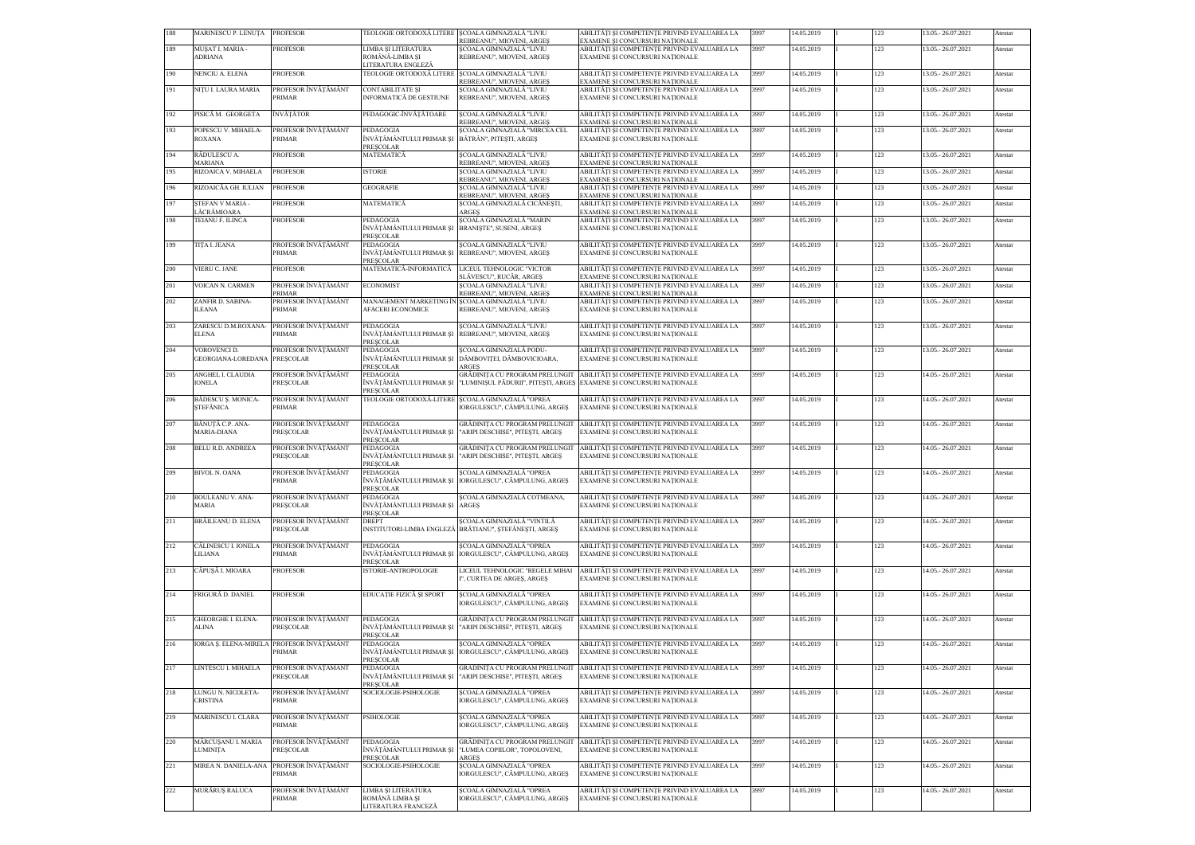| 188 | MARINESCU P. LENUȚA | PROFESOR | TEOLOGIE ORTODOXĂ LITERE | ȘCOALA GIMNAZIALĂ "LIVIU REBREANU", MIOVENI, ARGEȘ | ABILITĂȚI ȘI COMPETENȚE PRIVIND EVALUAREA LA EXAMENE ȘI CONCURSURI NAȚIONALE | 3997 | 14.05.2019 | I | 123 | 13.05.- 26.07.2021 | Atestat |
|---|---|---|---|---|---|---|---|---|---|---|---|
| 189 | MUȘAT I. MARIA - ADRIANA | PROFESOR | LIMBA ȘI LITERATURA ROMÂNĂ-LIMBA ȘI LITERATURA ENGLEZĂ | ȘCOALA GIMNAZIALĂ "LIVIU REBREANU", MIOVENI, ARGEȘ | ABILITĂȚI ȘI COMPETENȚE PRIVIND EVALUAREA LA EXAMENE ȘI CONCURSURI NAȚIONALE | 3997 | 14.05.2019 | I | 123 | 13.05.- 26.07.2021 | Atestat |
| 190 | NENCIU A. ELENA | PROFESOR | TEOLOGIE ORTODOXĂ LITERE | ȘCOALA GIMNAZIALĂ "LIVIU REBREANU", MIOVENI, ARGEȘ | ABILITĂȚI ȘI COMPETENȚE PRIVIND EVALUAREA LA EXAMENE ȘI CONCURSURI NAȚIONALE | 3997 | 14.05.2019 | I | 123 | 13.05.- 26.07.2021 | Atestat |
| 191 | NIȚU I. LAURA MARIA | PROFESOR ÎNVĂȚĂMÂNT PRIMAR | CONTABILITATE ȘI INFORMATICĂ DE GESTIUNE | ȘCOALA GIMNAZIALĂ "LIVIU REBREANU", MIOVENI, ARGEȘ | ABILITĂȚI ȘI COMPETENȚE PRIVIND EVALUAREA LA EXAMENE ȘI CONCURSURI NAȚIONALE | 3997 | 14.05.2019 | I | 123 | 13.05.- 26.07.2021 | Atestat |
| 192 | PISICĂ M. GEORGETA | ÎNVĂȚĂTOR | PEDAGOGIC-ÎNVĂȚĂTOARE | ȘCOALA GIMNAZIALĂ "LIVIU REBREANU", MIOVENI, ARGEȘ | ABILITĂȚI ȘI COMPETENȚE PRIVIND EVALUAREA LA EXAMENE ȘI CONCURSURI NAȚIONALE | 3997 | 14.05.2019 | I | 123 | 13.05.- 26.07.2021 | Atestat |
| 193 | POPESCU V. MIHAELA-ROXANA | PROFESOR ÎNVĂȚĂMÂNT PRIMAR | PEDAGOGIA ÎNVĂȚĂMÂNTULUI PRIMAR ȘI PREȘCOLAR | ȘCOALA GIMNAZIALĂ "MIRCEA CEL BĂTRÂN", PITEȘTI, ARGEȘ | ABILITĂȚI ȘI COMPETENȚE PRIVIND EVALUAREA LA EXAMENE ȘI CONCURSURI NAȚIONALE | 3997 | 14.05.2019 | I | 123 | 13.05.- 26.07.2021 | Atestat |
| 194 | RĂDULESCU A. MARIANA | PROFESOR | MATEMATICĂ | ȘCOALA GIMNAZIALĂ "LIVIU REBREANU", MIOVENI, ARGEȘ | ABILITĂȚI ȘI COMPETENȚE PRIVIND EVALUAREA LA EXAMENE ȘI CONCURSURI NAȚIONALE | 3997 | 14.05.2019 | I | 123 | 13.05.- 26.07.2021 | Atestat |
| 195 | RIZOAICA V. MIHAELA | PROFESOR | ISTORIE | ȘCOALA GIMNAZIALĂ "LIVIU REBREANU", MIOVENI, ARGEȘ | ABILITĂȚI ȘI COMPETENȚE PRIVIND EVALUAREA LA EXAMENE ȘI CONCURSURI NAȚIONALE | 3997 | 14.05.2019 | I | 123 | 13.05.- 26.07.2021 | Atestat |
| 196 | RIZOAICĂA GH. IULIAN | PROFESOR | GEOGRAFIE | ȘCOALA GIMNAZIALĂ "LIVIU REBREANU", MIOVENI, ARGEȘ | ABILITĂȚI ȘI COMPETENȚE PRIVIND EVALUAREA LA EXAMENE ȘI CONCURSURI NAȚIONALE | 3997 | 14.05.2019 | I | 123 | 13.05.- 26.07.2021 | Atestat |
| 197 | ȘTEFAN V MARIA - LĂCRĂMIOARA | PROFESOR | MATEMATICĂ | ȘCOALA GIMNAZIALĂ CICĂNEȘTI, ARGEȘ | ABILITĂȚI ȘI COMPETENȚE PRIVIND EVALUAREA LA EXAMENE ȘI CONCURSURI NAȚIONALE | 3997 | 14.05.2019 | I | 123 | 13.05.- 26.07.2021 | Atestat |
| 198 | TEIANU F. ILINCA | PROFESOR | PEDAGOGIA ÎNVĂȚĂMÂNTULUI PRIMAR ȘI PREȘCOLAR | ȘCOALA GIMNAZIALĂ "MARIN BRANIȘTE", SUSENI, ARGEȘ | ABILITĂȚI ȘI COMPETENȚE PRIVIND EVALUAREA LA EXAMENE ȘI CONCURSURI NAȚIONALE | 3997 | 14.05.2019 | I | 123 | 13.05.- 26.07.2021 | Atestat |
| 199 | TIȚA I. JEANA | PROFESOR ÎNVĂȚĂMÂNT PRIMAR | PEDAGOGIA ÎNVĂȚĂMÂNTULUI PRIMAR ȘI PREȘCOLAR | ȘCOALA GIMNAZIALĂ "LIVIU REBREANU", MIOVENI, ARGEȘ | ABILITĂȚI ȘI COMPETENȚE PRIVIND EVALUAREA LA EXAMENE ȘI CONCURSURI NAȚIONALE | 3997 | 14.05.2019 | I | 123 | 13.05.- 26.07.2021 | Atestat |
| 200 | VIERU C. JANE | PROFESOR | MATEMATICĂ-INFORMATICĂ | LICEUL TEHNOLOGIC "VICTOR SLĂVESCU", RUCĂR, ARGEȘ | ABILITĂȚI ȘI COMPETENȚE PRIVIND EVALUAREA LA EXAMENE ȘI CONCURSURI NAȚIONALE | 3997 | 14.05.2019 | I | 123 | 13.05.- 26.07.2021 | Atestat |
| 201 | VOICAN N. CARMEN | PROFESOR ÎNVĂȚĂMÂNT PRIMAR | ECONOMIST | ȘCOALA GIMNAZIALĂ "LIVIU REBREANU", MIOVENI, ARGEȘ | ABILITĂȚI ȘI COMPETENȚE PRIVIND EVALUAREA LA EXAMENE ȘI CONCURSURI NAȚIONALE | 3997 | 14.05.2019 | I | 123 | 13.05.- 26.07.2021 | Atestat |
| 202 | ZANFIR D. SABINA-ILEANA | PROFESOR ÎNVĂȚĂMÂNT PRIMAR | MANAGEMENT MARKETING ÎN AFACERI ECONOMICE | ȘCOALA GIMNAZIALĂ "LIVIU REBREANU", MIOVENI, ARGEȘ | ABILITĂȚI ȘI COMPETENȚE PRIVIND EVALUAREA LA EXAMENE ȘI CONCURSURI NAȚIONALE | 3997 | 14.05.2019 | I | 123 | 13.05.- 26.07.2021 | Atestat |
| 203 | ZARESCU D.M.ROXANA-ELENA | PROFESOR ÎNVĂȚĂMÂNT PRIMAR | PEDAGOGIA ÎNVĂȚĂMÂNTULUI PRIMAR ȘI PREȘCOLAR | ȘCOALA GIMNAZIALĂ "LIVIU REBREANU", MIOVENI, ARGEȘ | ABILITĂȚI ȘI COMPETENȚE PRIVIND EVALUAREA LA EXAMENE ȘI CONCURSURI NAȚIONALE | 3997 | 14.05.2019 | I | 123 | 13.05.- 26.07.2021 | Atestat |
| 204 | VOROVENCI D. GEORGIANA-LOREDANA | PROFESOR ÎNVĂȚĂMÂNT PREȘCOLAR | PEDAGOGIA ÎNVĂȚĂMÂNTULUI PRIMAR ȘI PREȘCOLAR | ȘCOALA GIMNAZIALĂ PODU-DÂMBOVIȚEI, DÂMBOVICIOARA, ARGEȘ | ABILITĂȚI ȘI COMPETENȚE PRIVIND EVALUAREA LA EXAMENE ȘI CONCURSURI NAȚIONALE | 3997 | 14.05.2019 | I | 123 | 13.05.- 26.07.2021 | Atestat |
| 205 | ANGHEL I. CLAUDIA IONELA | PROFESOR ÎNVĂȚĂMÂNT PREȘCOLAR | PEDAGOGIA ÎNVĂȚĂMÂNTULUI PRIMAR ȘI PREȘCOLAR | GRĂDINIȚA CU PROGRAM PRELUNGIT "LUMINIȘUL PĂDURII", PITEȘTI, ARGEȘ | ABILITĂȚI ȘI COMPETENȚE PRIVIND EVALUAREA LA EXAMENE ȘI CONCURSURI NAȚIONALE | 3997 | 14.05.2019 | I | 123 | 14.05.- 26.07.2021 | Atestat |
| 206 | BĂDESCU Ș. MONICA-ȘTEFĂNICA | PROFESOR ÎNVĂȚĂMÂNT PRIMAR | TEOLOGIE ORTODOXĂ-LITERE | ȘCOALA GIMNAZIALĂ "OPREA IORGULESCU", CÂMPULUNG, ARGEȘ | ABILITĂȚI ȘI COMPETENȚE PRIVIND EVALUAREA LA EXAMENE ȘI CONCURSURI NAȚIONALE | 3997 | 14.05.2019 | I | 123 | 14.05.- 26.07.2021 | Atestat |
| 207 | BĂNUȚĂ C.P. ANA-MARIA-DIANA | PROFESOR ÎNVĂȚĂMÂNT PREȘCOLAR | PEDAGOGIA ÎNVĂȚĂMÂNTULUI PRIMAR ȘI PREȘCOLAR | GRĂDINIȚA CU PROGRAM PRELUNGIT "ARIPI DESCHISE", PITEȘTI, ARGEȘ | ABILITĂȚI ȘI COMPETENȚE PRIVIND EVALUAREA LA EXAMENE ȘI CONCURSURI NAȚIONALE | 3997 | 14.05.2019 | I | 123 | 14.05.- 26.07.2021 | Atestat |
| 208 | BELU R.D. ANDREEA | PROFESOR ÎNVĂȚĂMÂNT PREȘCOLAR | PEDAGOGIA ÎNVĂȚĂMÂNTULUI PRIMAR ȘI PREȘCOLAR | GRĂDINIȚA CU PROGRAM PRELUNGIT "ARIPI DESCHISE", PITEȘTI, ARGEȘ | ABILITĂȚI ȘI COMPETENȚE PRIVIND EVALUAREA LA EXAMENE ȘI CONCURSURI NAȚIONALE | 3997 | 14.05.2019 | I | 123 | 14.05.- 26.07.2021 | Atestat |
| 209 | BIVOL N. OANA | PROFESOR ÎNVĂȚĂMÂNT PRIMAR | PEDAGOGIA ÎNVĂȚĂMÂNTULUI PRIMAR ȘI PREȘCOLAR | ȘCOALA GIMNAZIALĂ "OPREA IORGULESCU", CÂMPULUNG, ARGEȘ | ABILITĂȚI ȘI COMPETENȚE PRIVIND EVALUAREA LA EXAMENE ȘI CONCURSURI NAȚIONALE | 3997 | 14.05.2019 | I | 123 | 14.05.- 26.07.2021 | Atestat |
| 210 | BOULEANU V. ANA-MARIA | PROFESOR ÎNVĂȚĂMÂNT PREȘCOLAR | PEDAGOGIA ÎNVĂȚĂMÂNTULUI PRIMAR ȘI PREȘCOLAR | ȘCOALA GIMNAZIALĂ COTMEANA, ARGEȘ | ABILITĂȚI ȘI COMPETENȚE PRIVIND EVALUAREA LA EXAMENE ȘI CONCURSURI NAȚIONALE | 3997 | 14.05.2019 | I | 123 | 14.05.- 26.07.2021 | Atestat |
| 211 | BRĂILEANU D. ELENA | PROFESOR ÎNVĂȚĂMÂNT PREȘCOLAR | DREPT INSTITUTORI-LIMBA ENGLEZĂ | ȘCOALA GIMNAZIALĂ "VINTILĂ BRĂTIANU", ȘTEFĂNEȘTI, ARGEȘ | ABILITĂȚI ȘI COMPETENȚE PRIVIND EVALUAREA LA EXAMENE ȘI CONCURSURI NAȚIONALE | 3997 | 14.05.2019 | I | 123 | 14.05.- 26.07.2021 | Atestat |
| 212 | CĂLINESCU I. IONELA LILIANA | PROFESOR ÎNVĂȚĂMÂNT PRIMAR | PEDAGOGIA ÎNVĂȚĂMÂNTULUI PRIMAR ȘI PREȘCOLAR | ȘCOALA GIMNAZIALĂ "OPREA IORGULESCU", CÂMPULUNG, ARGEȘ | ABILITĂȚI ȘI COMPETENȚE PRIVIND EVALUAREA LA EXAMENE ȘI CONCURSURI NAȚIONALE | 3997 | 14.05.2019 | I | 123 | 14.05.- 26.07.2021 | Atestat |
| 213 | CĂPUȘĂ I. MIOARA | PROFESOR | ISTORIE-ANTROPOLOGIE | LICEUL TEHNOLOGIC "REGELE MIHAI I", CURTEA DE ARGEȘ, ARGEȘ | ABILITĂȚI ȘI COMPETENȚE PRIVIND EVALUAREA LA EXAMENE ȘI CONCURSURI NAȚIONALE | 3997 | 14.05.2019 | I | 123 | 14.05.- 26.07.2021 | Atestat |
| 214 | FRIGURĂ D. DANIEL | PROFESOR | EDUCAȚIE FIZICĂ ȘI SPORT | ȘCOALA GIMNAZIALĂ "OPREA IORGULESCU", CÂMPULUNG, ARGEȘ | ABILITĂȚI ȘI COMPETENȚE PRIVIND EVALUAREA LA EXAMENE ȘI CONCURSURI NAȚIONALE | 3997 | 14.05.2019 | I | 123 | 14.05.- 26.07.2021 | Atestat |
| 215 | GHEORGHE I. ELENA-ALINA | PROFESOR ÎNVĂȚĂMÂNT PREȘCOLAR | PEDAGOGIA ÎNVĂȚĂMÂNTULUI PRIMAR ȘI PREȘCOLAR | GRĂDINIȚA CU PROGRAM PRELUNGIT "ARIPI DESCHISE", PITEȘTI, ARGEȘ | ABILITĂȚI ȘI COMPETENȚE PRIVIND EVALUAREA LA EXAMENE ȘI CONCURSURI NAȚIONALE | 3997 | 14.05.2019 | I | 123 | 14.05.- 26.07.2021 | Atestat |
| 216 | IORGA Ș. ELENA-MIRELA | PROFESOR ÎNVĂȚĂMÂNT PRIMAR | PEDAGOGIA ÎNVĂȚĂMÂNTULUI PRIMAR ȘI PREȘCOLAR | ȘCOALA GIMNAZIALĂ "OPREA IORGULESCU", CÂMPULUNG, ARGEȘ | ABILITĂȚI ȘI COMPETENȚE PRIVIND EVALUAREA LA EXAMENE ȘI CONCURSURI NAȚIONALE | 3997 | 14.05.2019 | I | 123 | 14.05.- 26.07.2021 | Atestat |
| 217 | LINTESCU I. MIHAELA | PROFESOR ÎNVĂȚĂMÂNT PREȘCOLAR | PEDAGOGIA ÎNVĂȚĂMÂNTULUI PRIMAR ȘI PREȘCOLAR | GRĂDINIȚA CU PROGRAM PRELUNGIT "ARIPI DESCHISE", PITEȘTI, ARGEȘ | ABILITĂȚI ȘI COMPETENȚE PRIVIND EVALUAREA LA EXAMENE ȘI CONCURSURI NAȚIONALE | 3997 | 14.05.2019 | I | 123 | 14.05.- 26.07.2021 | Atestat |
| 218 | LUNGU N. NICOLETA-CRISTINA | PROFESOR ÎNVĂȚĂMÂNT PRIMAR | SOCIOLOGIE-PSIHOLOGIE | ȘCOALA GIMNAZIALĂ "OPREA IORGULESCU", CÂMPULUNG, ARGEȘ | ABILITĂȚI ȘI COMPETENȚE PRIVIND EVALUAREA LA EXAMENE ȘI CONCURSURI NAȚIONALE | 3997 | 14.05.2019 | I | 123 | 14.05.- 26.07.2021 | Atestat |
| 219 | MARINESCU I. CLARA | PROFESOR ÎNVĂȚĂMÂNT PRIMAR | PSIHOLOGIE | ȘCOALA GIMNAZIALĂ "OPREA IORGULESCU", CÂMPULUNG, ARGEȘ | ABILITĂȚI ȘI COMPETENȚE PRIVIND EVALUAREA LA EXAMENE ȘI CONCURSURI NAȚIONALE | 3997 | 14.05.2019 | I | 123 | 14.05.- 26.07.2021 | Atestat |
| 220 | MĂRCUȘANU I. MARIA LUMINIȚA | PROFESOR ÎNVĂȚĂMÂNT PREȘCOLAR | PEDAGOGIA ÎNVĂȚĂMÂNTULUI PRIMAR ȘI PREȘCOLAR | GRĂDINIȚA CU PROGRAM PRELUNGIT "LUMEA COPIILOR", TOPOLOVENI, ARGEȘ | ABILITĂȚI ȘI COMPETENȚE PRIVIND EVALUAREA LA EXAMENE ȘI CONCURSURI NAȚIONALE | 3997 | 14.05.2019 | I | 123 | 14.05.- 26.07.2021 | Atestat |
| 221 | MIREA N. DANIELA-ANA | PROFESOR ÎNVĂȚĂMÂNT PRIMAR | SOCIOLOGIE-PSIHOLOGIE | ȘCOALA GIMNAZIALĂ "OPREA IORGULESCU", CÂMPULUNG, ARGEȘ | ABILITĂȚI ȘI COMPETENȚE PRIVIND EVALUAREA LA EXAMENE ȘI CONCURSURI NAȚIONALE | 3997 | 14.05.2019 | I | 123 | 14.05.- 26.07.2021 | Atestat |
| 222 | MURĂRUȘ RALUCA | PROFESOR ÎNVĂȚĂMÂNT PRIMAR | LIMBA ȘI LITERATURA ROMÂNĂ LIMBA ȘI LITERATURA FRANCEZĂ | ȘCOALA GIMNAZIALĂ "OPREA IORGULESCU", CÂMPULUNG, ARGEȘ | ABILITĂȚI ȘI COMPETENȚE PRIVIND EVALUAREA LA EXAMENE ȘI CONCURSURI NAȚIONALE | 3997 | 14.05.2019 | I | 123 | 14.05.- 26.07.2021 | Atestat |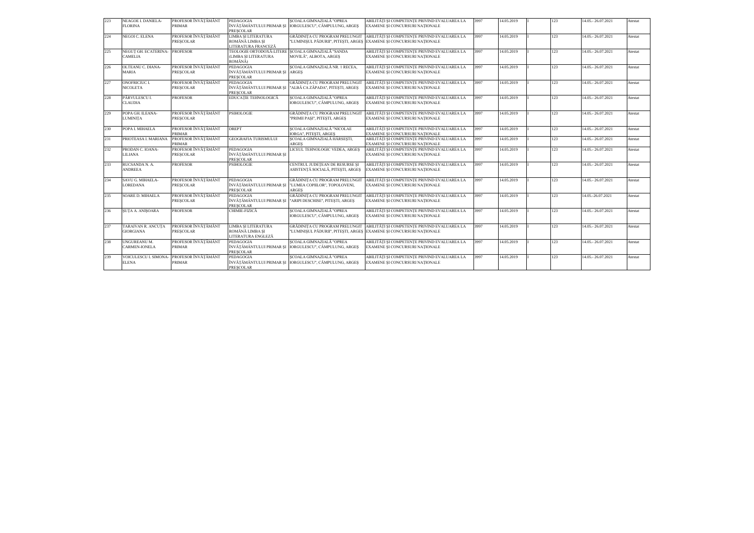| | | | | | | | | | | | | |
|---|---|---|---|---|---|---|---|---|---|---|---|---|
| 223 | NEAGOE I. DANIELA-FLORINA | PROFESOR ÎNVĂȚĂMÂNT PRIMAR | PEDAGOGIA ÎNVĂȚĂMÂNTULUI PRIMAR ȘI PREȘCOLAR | ȘCOALA GIMNAZIALĂ "OPREA IORGULESCU", CÂMPULUNG, ARGEȘ | ABILITĂȚI ȘI COMPETENȚE PRIVIND EVALUAREA LA EXAMENE ȘI CONCURSURI NAȚIONALE | 3997 | 14.05.2019 | | I | 123 | 14.05.- 26.07.2021 | Atestat |
| 224 | NEGOI C. ELENA | PROFESOR ÎNVĂȚĂMÂNT PREȘCOLAR | LIMBA ȘI LITERATURA ROMÂNĂ LIMBA ȘI LITERATURA FRANCEZĂ | GRĂDINIȚA CU PROGRAM PRELUNGIT "LUMINIȘUL PĂDURII", PITEȘTI, ARGEȘ | ABILITĂȚI ȘI COMPETENȚE PRIVIND EVALUAREA LA EXAMENE ȘI CONCURSURI NAȚIONALE | 3997 | 14.05.2019 | | I | 123 | 14.05.- 26.07.2021 | Atestat |
| 225 | NEGUȚ GH. ECATERINA-CAMELIA | PROFESOR | TEOLOGIE ORTODOXĂ-LITERE (LIMBA ȘI LITERATURA ROMÂNĂ) | ȘCOALA GIMNAZIALĂ "SANDA MOVILĂ", ALBOTA, ARGEȘ | ABILITĂȚI ȘI COMPETENȚE PRIVIND EVALUAREA LA EXAMENE ȘI CONCURSURI NAȚIONALE | 3997 | 14.05.2019 | | I | 123 | 14.05.- 26.07.2021 | Atestat |
| 226 | OLTEANU C. DIANA-MARIA | PROFESOR ÎNVĂȚĂMÂNT PREȘCOLAR | PEDAGOGIA ÎNVĂȚĂMÂNTULUI PRIMAR ȘI PREȘCOLAR | ȘCOALA GIMNAZIALĂ NR. 1 RECEA, ARGEȘ | ABILITĂȚI ȘI COMPETENȚE PRIVIND EVALUAREA LA EXAMENE ȘI CONCURSURI NAȚIONALE | 3997 | 14.05.2019 | | I | 123 | 14.05.- 26.07.2021 | Atestat |
| 227 | ONOFRICIUC I. NICOLETA | PROFESOR ÎNVĂȚĂMÂNT PREȘCOLAR | PEDAGOGIA ÎNVĂȚĂMÂNTULUI PRIMAR ȘI PREȘCOLAR | GRĂDINIȚA CU PROGRAM PRELUNGIT "ALBĂ CA ZĂPADA", PITEȘTI, ARGEȘ | ABILITĂȚI ȘI COMPETENȚE PRIVIND EVALUAREA LA EXAMENE ȘI CONCURSURI NAȚIONALE | 3997 | 14.05.2019 | | I | 123 | 14.05.- 26.07.2021 | Atestat |
| 228 | PĂRVULESCU I. CLAUDIA | PROFESOR | EDUCAȚIE TEHNOLOGICĂ | ȘCOALA GIMNAZIALĂ "OPREA IORGULESCU", CÂMPULUNG, ARGEȘ | ABILITĂȚI ȘI COMPETENȚE PRIVIND EVALUAREA LA EXAMENE ȘI CONCURSURI NAȚIONALE | 3997 | 14.05.2019 | | I | 123 | 14.05.- 26.07.2021 | Atestat |
| 229 | POPA GH. ILEANA-LUMINIȚA | PROFESOR ÎNVĂȚĂMÂNT PREȘCOLAR | PSIHOLOGIE | GRĂDINIȚA CU PROGRAM PRELUNGIT "PRIMII PAȘI", PITEȘTI, ARGEȘ | ABILITĂȚI ȘI COMPETENȚE PRIVIND EVALUAREA LA EXAMENE ȘI CONCURSURI NAȚIONALE | 3997 | 14.05.2019 | | I | 123 | 14.05.- 26.07.2021 | Atestat |
| 230 | POPA I. MIHAELA | PROFESOR ÎNVĂȚĂMÂNT PRIMAR | DREPT | ȘCOALA GIMNAZIALĂ "NICOLAE IORGA", PITEȘTI, ARGEȘ | ABILITĂȚI ȘI COMPETENȚE PRIVIND EVALUAREA LA EXAMENE ȘI CONCURSURI NAȚIONALE | 3997 | 14.05.2019 | | I | 123 | 14.05.- 26.07.2021 | Atestat |
| 231 | PRIOTEASA I. MARIANA | PROFESOR ÎNVĂȚĂMÂNT PRIMAR | GEOGRAFIA TURISMULUI | ȘCOALA GIMNAZIALĂ HÂRSEȘTI, ARGEȘ | ABILITĂȚI ȘI COMPETENȚE PRIVIND EVALUAREA LA EXAMENE ȘI CONCURSURI NAȚIONALE | 3997 | 14.05.2019 | | I | 123 | 14.05.- 26.07.2021 | Atestat |
| 232 | PRODAN C. IOANA-LILIANA | PROFESOR ÎNVĂȚĂMÂNT PREȘCOLAR | PEDAGOGIA ÎNVĂȚĂMÂNTULUI PRIMAR ȘI PREȘCOLAR | LICEUL TEHNOLOGIC VEDEA, ARGEȘ | ABILITĂȚI ȘI COMPETENȚE PRIVIND EVALUAREA LA EXAMENE ȘI CONCURSURI NAȚIONALE | 3997 | 14.05.2019 | | I | 123 | 14.05.- 26.07.2021 | Atestat |
| 233 | RUCSANDA N. A. ANDREEA | PROFESOR | PSIHOLOGIE | CENTRUL JUDEȚEAN DE RESURSE ȘI ASISTENȚĂ SOCIALĂ, PITEȘTI, ARGEȘ | ABILITĂȚI ȘI COMPETENȚE PRIVIND EVALUAREA LA EXAMENE ȘI CONCURSURI NAȚIONALE | 3997 | 14.05.2019 | | I | 123 | 14.05.- 26.07.2021 | Atestat |
| 234 | SAVU G. MIHAELA-LOREDANA | PROFESOR ÎNVĂȚĂMÂNT PREȘCOLAR | PEDAGOGIA ÎNVĂȚĂMÂNTULUI PRIMAR ȘI PREȘCOLAR | GRĂDINIȚA CU PROGRAM PRELUNGIT "LUMEA COPIILOR", TOPOLOVENI, ARGEȘ | ABILITĂȚI ȘI COMPETENȚE PRIVIND EVALUAREA LA EXAMENE ȘI CONCURSURI NAȚIONALE | 3997 | 14.05.2019 | | I | 123 | 14.05.- 26.07.2021 | Atestat |
| 235 | SOARE D. MIHAELA | PROFESOR ÎNVĂȚĂMÂNT PREȘCOLAR | PEDAGOGIA ÎNVĂȚĂMÂNTULUI PRIMAR ȘI PREȘCOLAR | GRĂDINIȚA CU PROGRAM PRELUNGIT "ARIPI DESCHISE", PITEȘTI, ARGEȘ | ABILITĂȚI ȘI COMPETENȚE PRIVIND EVALUAREA LA EXAMENE ȘI CONCURSURI NAȚIONALE | 3997 | 14.05.2019 | | I | 123 | 14.05.-26.07.2021 | Atestat |
| 236 | ȘUȚA A. ANIȘOARA | PROFESOR | CHIMIE-FIZICĂ | ȘCOALA GIMNAZIALĂ "OPREA IORGULESCU", CÂMPULUNG, ARGEȘ | ABILITĂȚI ȘI COMPETENȚE PRIVIND EVALUAREA LA EXAMENE ȘI CONCURSURI NAȚIONALE | 3997 | 14.05.2019 | | I | 123 | 14.05.- 26.07.2021 | Atestat |
| 237 | TARAIVAN R. ANCUȚA GIORGIANA | PROFESOR ÎNVĂȚĂMÂNT PREȘCOLAR | LIMBA ȘI LITERATURA ROMÂNĂ LIMBA ȘI LITERATURA ENGLEZĂ | GRĂDINIȚA CU PROGRAM PRELUNGIT "LUMINIȘUL PĂDURII", PITEȘTI, ARGEȘ | ABILITĂȚI ȘI COMPETENȚE PRIVIND EVALUAREA LA EXAMENE ȘI CONCURSURI NAȚIONALE | 3997 | 14.05.2019 | | I | 123 | 14.05.- 26.07.2021 | Atestat |
| 238 | UNGUREANU M. CARMEN-IONELA | PROFESOR ÎNVĂȚĂMÂNT PRIMAR | PEDAGOGIA ÎNVĂȚĂMÂNTULUI PRIMAR ȘI PREȘCOLAR | ȘCOALA GIMNAZIALĂ "OPREA IORGULESCU", CÂMPULUNG, ARGEȘ | ABILITĂȚI ȘI COMPETENȚE PRIVIND EVALUAREA LA EXAMENE ȘI CONCURSURI NAȚIONALE | 3997 | 14.05.2019 | | I | 123 | 14.05.- 26.07.2021 | Atestat |
| 239 | VOICULESCU I. SIMONA-ELENA | PROFESOR ÎNVĂȚĂMÂNT PRIMAR | PEDAGOGIA ÎNVĂȚĂMÂNTULUI PRIMAR ȘI PREȘCOLAR | ȘCOALA GIMNAZIALĂ "OPREA IORGULESCU", CÂMPULUNG, ARGEȘ | ABILITĂȚI ȘI COMPETENȚE PRIVIND EVALUAREA LA EXAMENE ȘI CONCURSURI NAȚIONALE | 3997 | 14.05.2019 | | I | 123 | 14.05.- 26.07.2021 | Atestat |